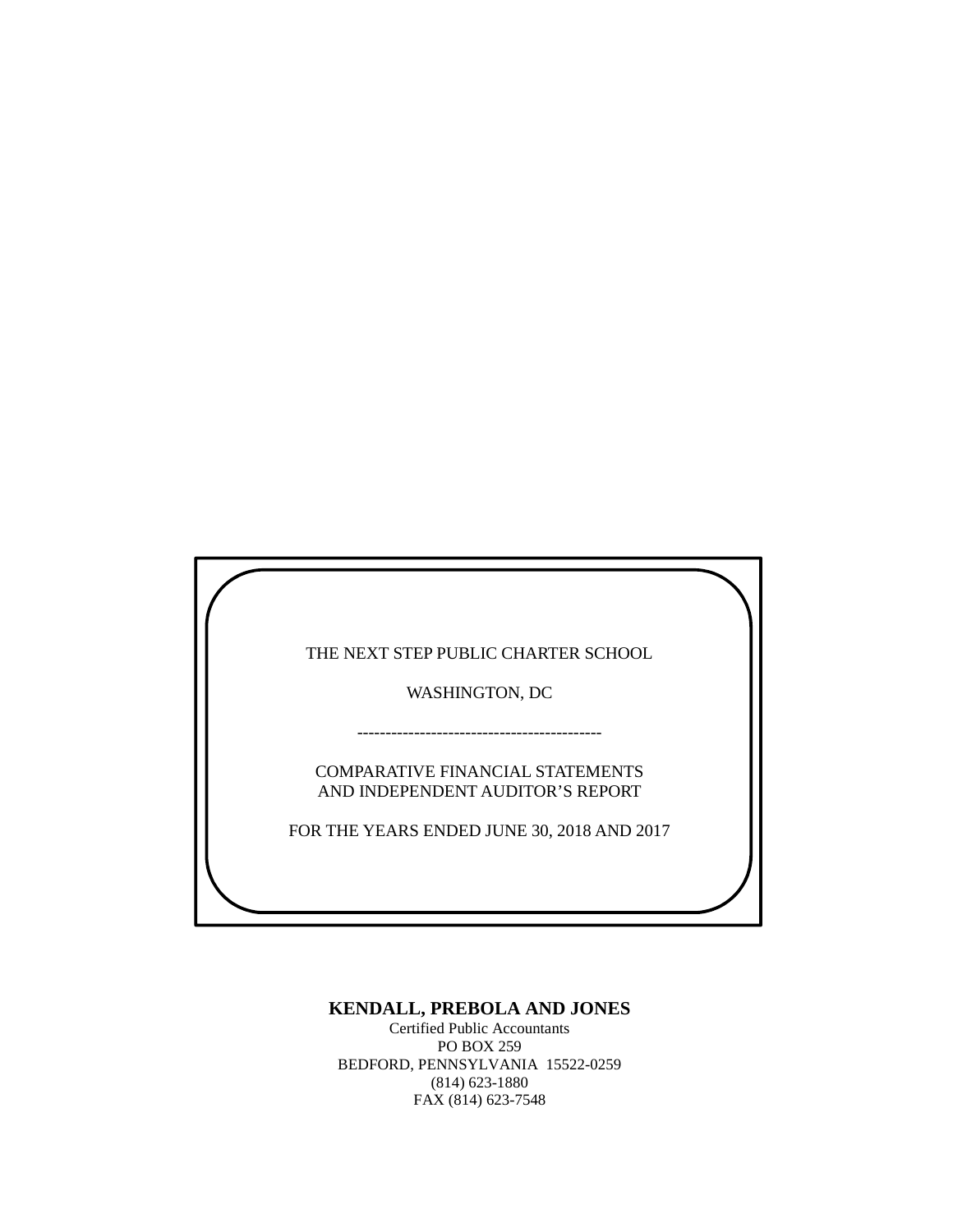THE NEXT STEP PUBLIC CHARTER SCHOOL

WASHINGTON, DC

-------------------------------------------

COMPARATIVE FINANCIAL STATEMENTS
AND INDEPENDENT AUDITOR'S REPORT

FOR THE YEARS ENDED JUNE 30, 2018 AND 2017

**KENDALL, PREBOLA AND JONES**
Certified Public Accountants
PO BOX 259
BEDFORD, PENNSYLVANIA 15522-0259
(814) 623-1880
FAX (814) 623-7548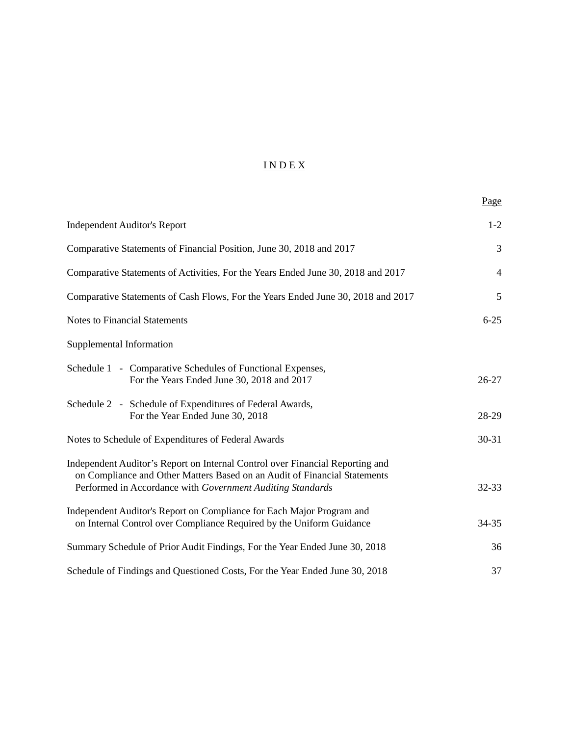# INDEX

| | Page |
|---|---|
| Independent Auditor's Report | 1-2 |
| Comparative Statements of Financial Position, June 30, 2018 and 2017 | 3 |
| Comparative Statements of Activities, For the Years Ended June 30, 2018 and 2017 | 4 |
| Comparative Statements of Cash Flows, For the Years Ended June 30, 2018 and 2017 | 5 |
| Notes to Financial Statements | 6-25 |
| Supplemental Information | |
| Schedule 1 - Comparative Schedules of Functional Expenses, For the Years Ended June 30, 2018 and 2017 | 26-27 |
| Schedule 2 - Schedule of Expenditures of Federal Awards, For the Year Ended June 30, 2018 | 28-29 |
| Notes to Schedule of Expenditures of Federal Awards | 30-31 |
| Independent Auditor's Report on Internal Control over Financial Reporting and on Compliance and Other Matters Based on an Audit of Financial Statements Performed in Accordance with *Government Auditing Standards* | 32-33 |
| Independent Auditor's Report on Compliance for Each Major Program and on Internal Control over Compliance Required by the Uniform Guidance | 34-35 |
| Summary Schedule of Prior Audit Findings, For the Year Ended June 30, 2018 | 36 |
| Schedule of Findings and Questioned Costs, For the Year Ended June 30, 2018 | 37 |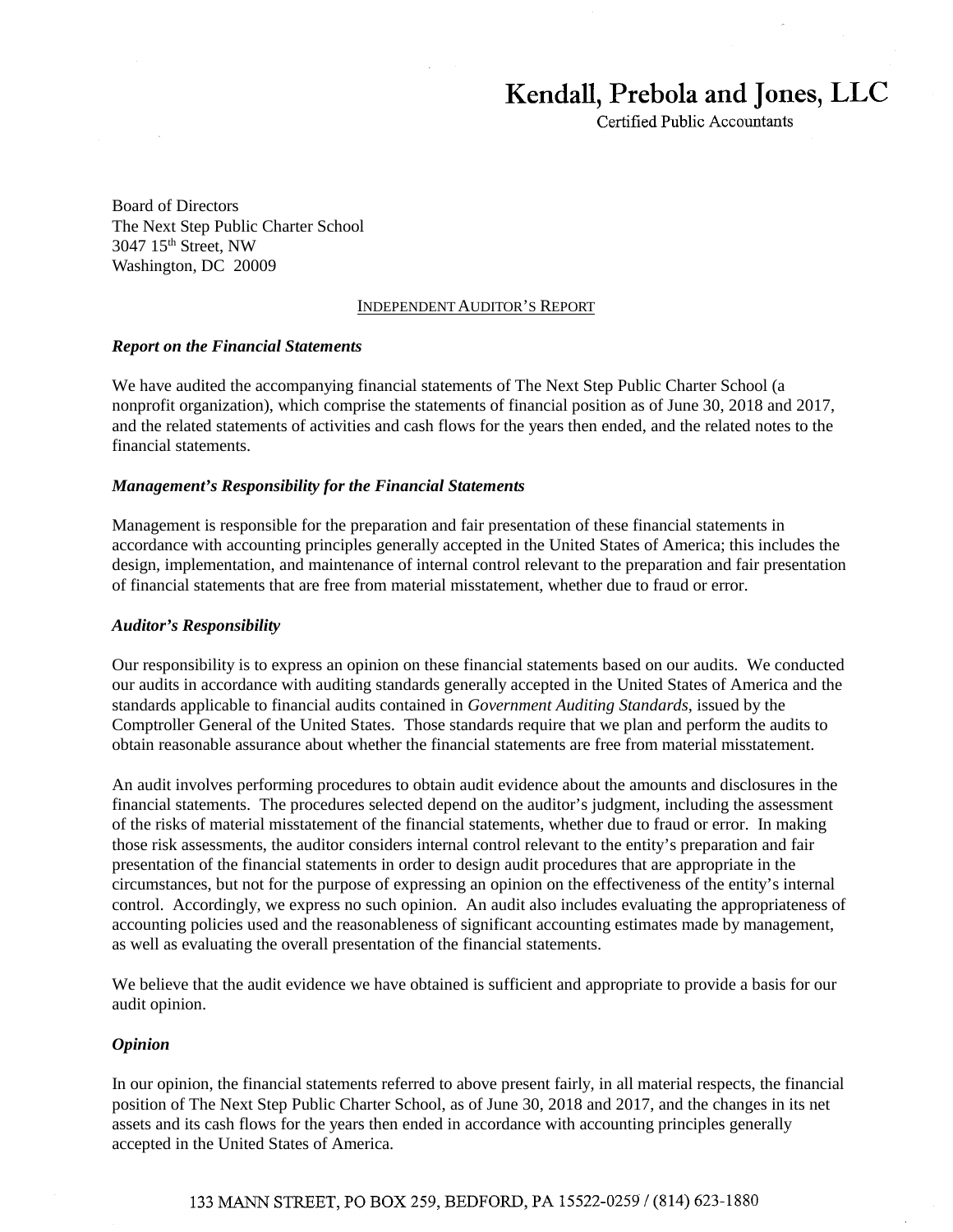# Kendall, Prebola and Jones, LLC

Certified Public Accountants

Board of Directors
The Next Step Public Charter School
3047 15th Street, NW
Washington, DC 20009

## INDEPENDENT AUDITOR'S REPORT

***Report on the Financial Statements***

We have audited the accompanying financial statements of The Next Step Public Charter School (a nonprofit organization), which comprise the statements of financial position as of June 30, 2018 and 2017, and the related statements of activities and cash flows for the years then ended, and the related notes to the financial statements.

***Management's Responsibility for the Financial Statements***

Management is responsible for the preparation and fair presentation of these financial statements in accordance with accounting principles generally accepted in the United States of America; this includes the design, implementation, and maintenance of internal control relevant to the preparation and fair presentation of financial statements that are free from material misstatement, whether due to fraud or error.

***Auditor's Responsibility***

Our responsibility is to express an opinion on these financial statements based on our audits. We conducted our audits in accordance with auditing standards generally accepted in the United States of America and the standards applicable to financial audits contained in *Government Auditing Standards*, issued by the Comptroller General of the United States. Those standards require that we plan and perform the audits to obtain reasonable assurance about whether the financial statements are free from material misstatement.

An audit involves performing procedures to obtain audit evidence about the amounts and disclosures in the financial statements. The procedures selected depend on the auditor's judgment, including the assessment of the risks of material misstatement of the financial statements, whether due to fraud or error. In making those risk assessments, the auditor considers internal control relevant to the entity's preparation and fair presentation of the financial statements in order to design audit procedures that are appropriate in the circumstances, but not for the purpose of expressing an opinion on the effectiveness of the entity's internal control. Accordingly, we express no such opinion. An audit also includes evaluating the appropriateness of accounting policies used and the reasonableness of significant accounting estimates made by management, as well as evaluating the overall presentation of the financial statements.

We believe that the audit evidence we have obtained is sufficient and appropriate to provide a basis for our audit opinion.

***Opinion***

In our opinion, the financial statements referred to above present fairly, in all material respects, the financial position of The Next Step Public Charter School, as of June 30, 2018 and 2017, and the changes in its net assets and its cash flows for the years then ended in accordance with accounting principles generally accepted in the United States of America.

133 MANN STREET, PO BOX 259, BEDFORD, PA 15522-0259 / (814) 623-1880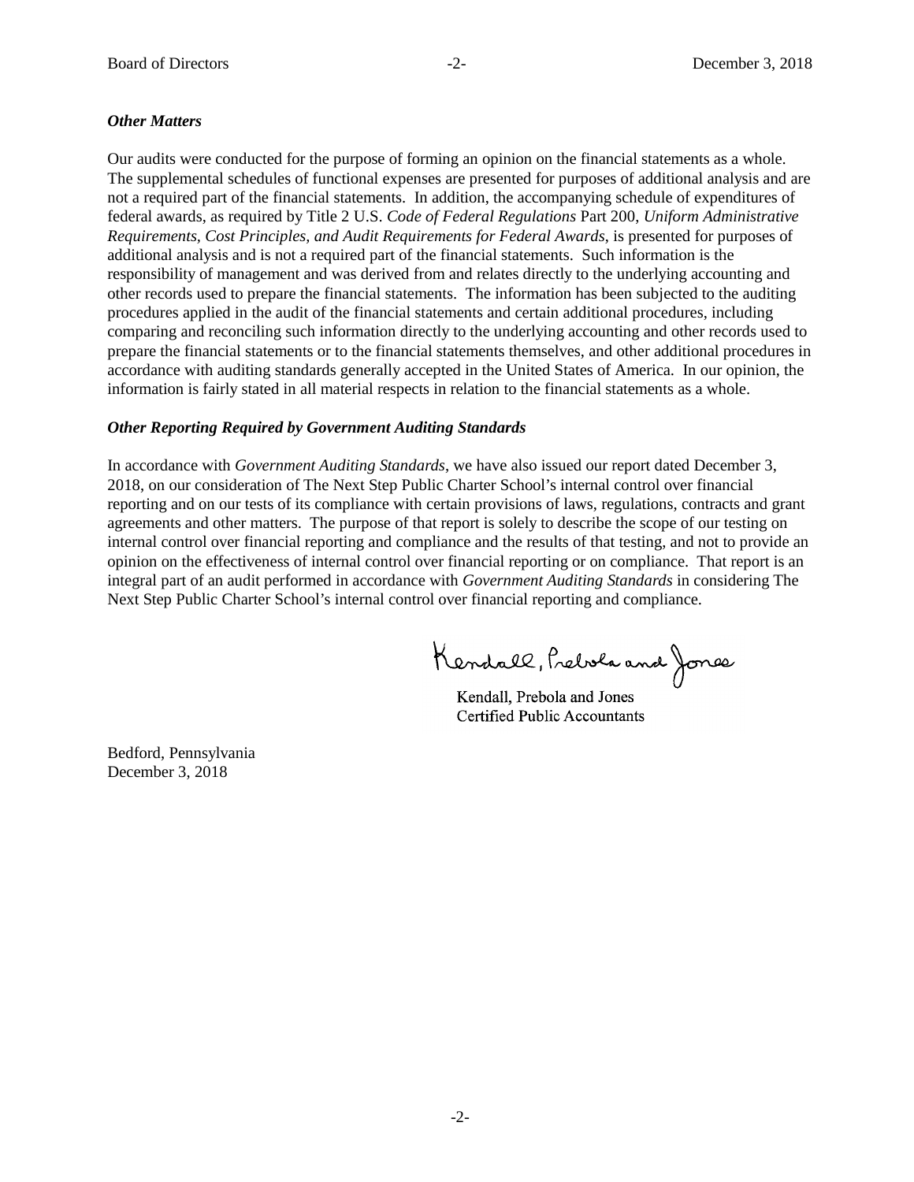### *Other Matters*

Our audits were conducted for the purpose of forming an opinion on the financial statements as a whole. The supplemental schedules of functional expenses are presented for purposes of additional analysis and are not a required part of the financial statements. In addition, the accompanying schedule of expenditures of federal awards, as required by Title 2 U.S. *Code of Federal Regulations* Part 200, *Uniform Administrative Requirements, Cost Principles, and Audit Requirements for Federal Awards*, is presented for purposes of additional analysis and is not a required part of the financial statements. Such information is the responsibility of management and was derived from and relates directly to the underlying accounting and other records used to prepare the financial statements. The information has been subjected to the auditing procedures applied in the audit of the financial statements and certain additional procedures, including comparing and reconciling such information directly to the underlying accounting and other records used to prepare the financial statements or to the financial statements themselves, and other additional procedures in accordance with auditing standards generally accepted in the United States of America. In our opinion, the information is fairly stated in all material respects in relation to the financial statements as a whole.

### *Other Reporting Required by Government Auditing Standards*

In accordance with *Government Auditing Standards*, we have also issued our report dated December 3, 2018, on our consideration of The Next Step Public Charter School's internal control over financial reporting and on our tests of its compliance with certain provisions of laws, regulations, contracts and grant agreements and other matters. The purpose of that report is solely to describe the scope of our testing on internal control over financial reporting and compliance and the results of that testing, and not to provide an opinion on the effectiveness of internal control over financial reporting or on compliance. That report is an integral part of an audit performed in accordance with *Government Auditing Standards* in considering The Next Step Public Charter School's internal control over financial reporting and compliance.

Kendall, Prebola and Jones

Kendall, Prebola and Jones
Certified Public Accountants

Bedford, Pennsylvania
December 3, 2018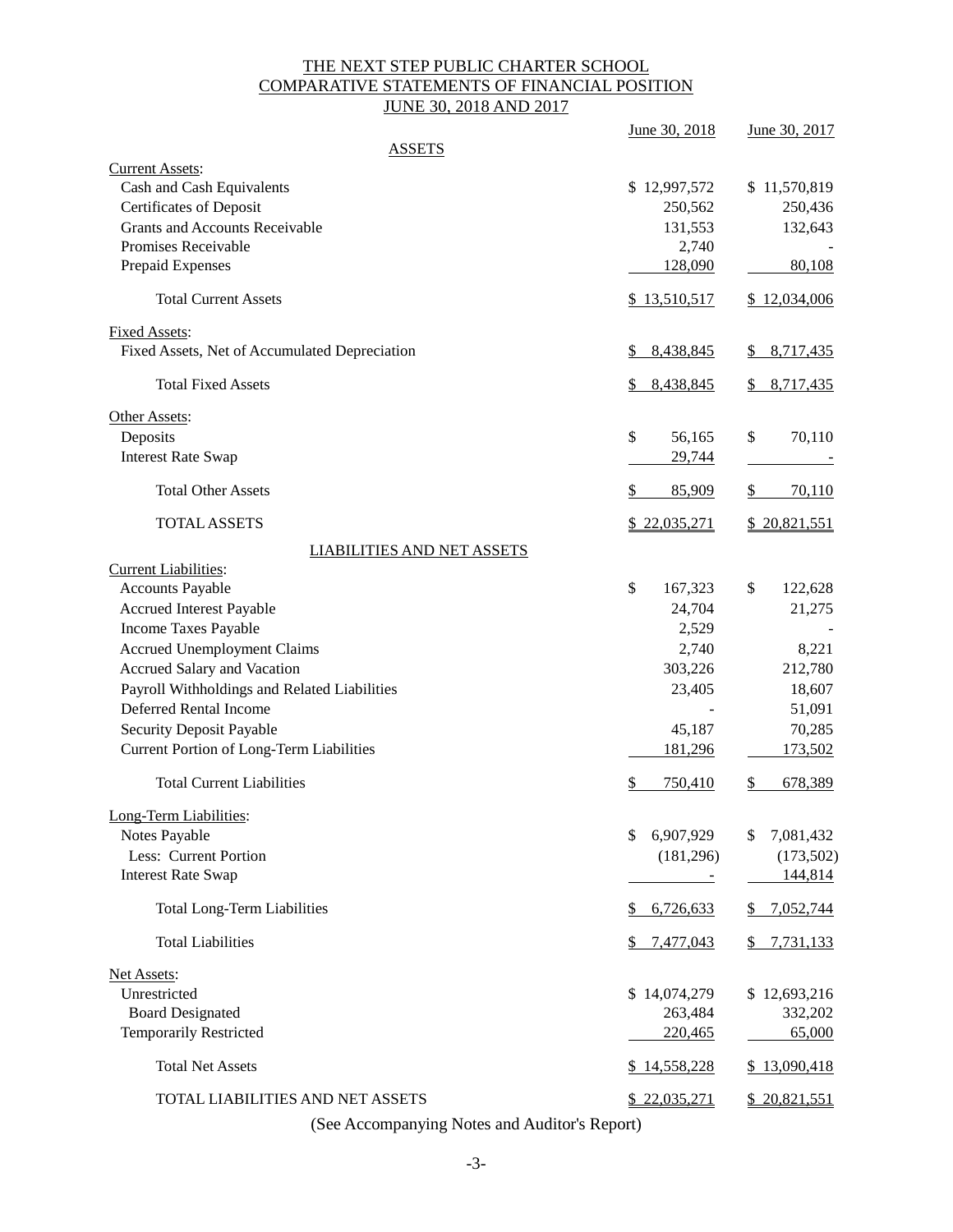# THE NEXT STEP PUBLIC CHARTER SCHOOL
## COMPARATIVE STATEMENTS OF FINANCIAL POSITION
## JUNE 30, 2018 AND 2017

| | June 30, 2018 | June 30, 2017 |
|---|---|---|
| **ASSETS** | | |
| Current Assets: | | |
| Cash and Cash Equivalents | $ 12,997,572 | $ 11,570,819 |
| Certificates of Deposit | 250,562 | 250,436 |
| Grants and Accounts Receivable | 131,553 | 132,643 |
| Promises Receivable | 2,740 | - |
| Prepaid Expenses | 128,090 | 80,108 |
| Total Current Assets | $ 13,510,517 | $ 12,034,006 |
| Fixed Assets: | | |
| Fixed Assets, Net of Accumulated Depreciation | $ 8,438,845 | $ 8,717,435 |
| Total Fixed Assets | $ 8,438,845 | $ 8,717,435 |
| Other Assets: | | |
| Deposits | $ 56,165 | $ 70,110 |
| Interest Rate Swap | 29,744 | - |
| Total Other Assets | $ 85,909 | $ 70,110 |
| TOTAL ASSETS | $ 22,035,271 | $ 20,821,551 |
| **LIABILITIES AND NET ASSETS** | | |
| Current Liabilities: | | |
| Accounts Payable | $ 167,323 | $ 122,628 |
| Accrued Interest Payable | 24,704 | 21,275 |
| Income Taxes Payable | 2,529 | - |
| Accrued Unemployment Claims | 2,740 | 8,221 |
| Accrued Salary and Vacation | 303,226 | 212,780 |
| Payroll Withholdings and Related Liabilities | 23,405 | 18,607 |
| Deferred Rental Income | - | 51,091 |
| Security Deposit Payable | 45,187 | 70,285 |
| Current Portion of Long-Term Liabilities | 181,296 | 173,502 |
| Total Current Liabilities | $ 750,410 | $ 678,389 |
| Long-Term Liabilities: | | |
| Notes Payable | $ 6,907,929 | $ 7,081,432 |
| Less: Current Portion | (181,296) | (173,502) |
| Interest Rate Swap | - | 144,814 |
| Total Long-Term Liabilities | $ 6,726,633 | $ 7,052,744 |
| Total Liabilities | $ 7,477,043 | $ 7,731,133 |
| Net Assets: | | |
| Unrestricted | $ 14,074,279 | $ 12,693,216 |
| Board Designated | 263,484 | 332,202 |
| Temporarily Restricted | 220,465 | 65,000 |
| Total Net Assets | $ 14,558,228 | $ 13,090,418 |
| TOTAL LIABILITIES AND NET ASSETS | $ 22,035,271 | $ 20,821,551 |

(See Accompanying Notes and Auditor's Report)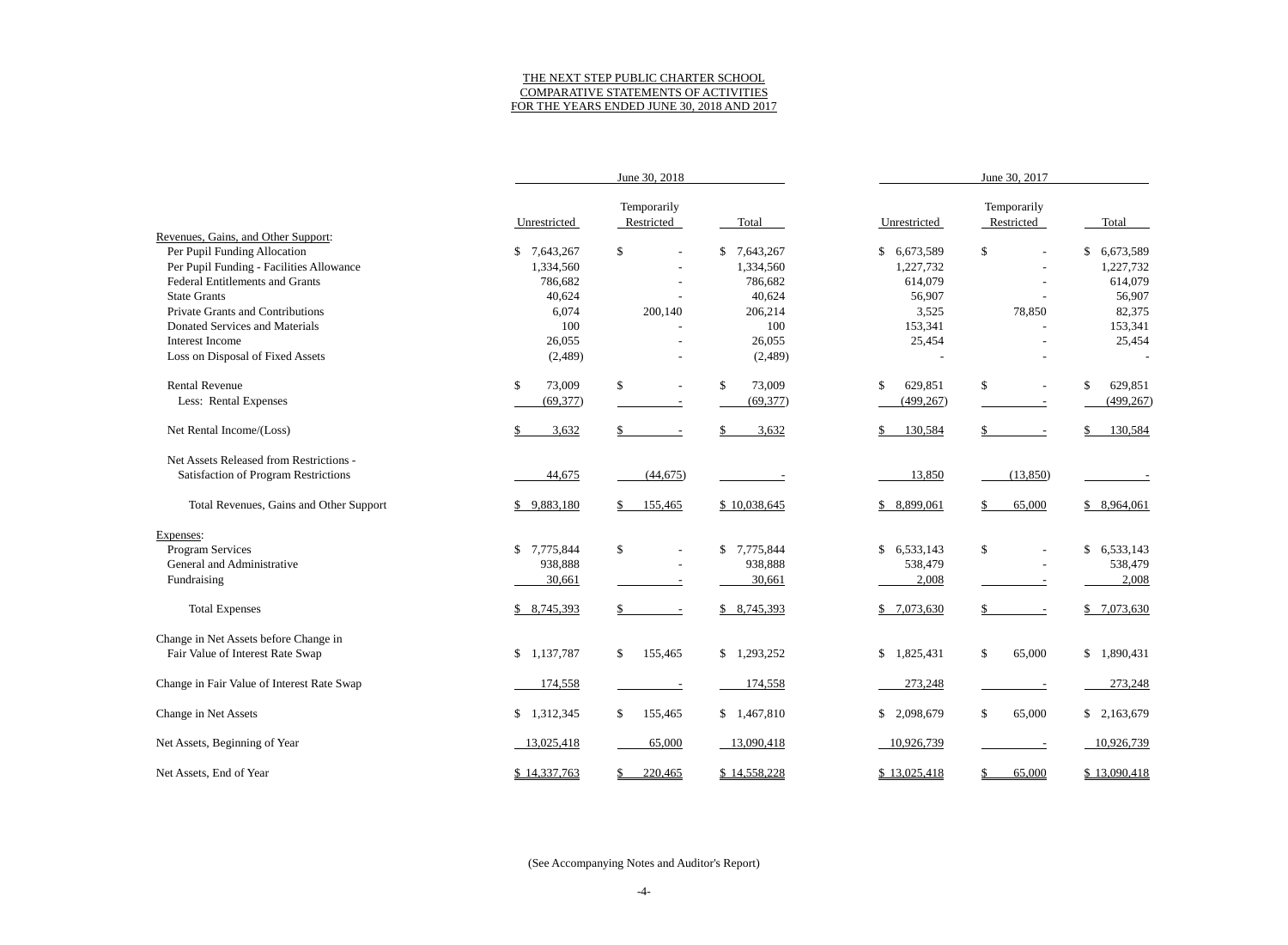# THE NEXT STEP PUBLIC CHARTER SCHOOL
## COMPARATIVE STATEMENTS OF ACTIVITIES
## FOR THE YEARS ENDED JUNE 30, 2018 AND 2017

| | June 30, 2018 | | | June 30, 2017 | | |
|---|---|---|---|---|---|---|
| | Unrestricted | Temporarily Restricted | Total | Unrestricted | Temporarily Restricted | Total |
| Revenues, Gains, and Other Support: | | | | | | |
| Per Pupil Funding Allocation | $ 7,643,267 | $ - | $ 7,643,267 | $ 6,673,589 | $ - | $ 6,673,589 |
| Per Pupil Funding - Facilities Allowance | 1,334,560 | - | 1,334,560 | 1,227,732 | - | 1,227,732 |
| Federal Entitlements and Grants | 786,682 | - | 786,682 | 614,079 | - | 614,079 |
| State Grants | 40,624 | - | 40,624 | 56,907 | - | 56,907 |
| Private Grants and Contributions | 6,074 | 200,140 | 206,214 | 3,525 | 78,850 | 82,375 |
| Donated Services and Materials | 100 | - | 100 | 153,341 | - | 153,341 |
| Interest Income | 26,055 | - | 26,055 | 25,454 | - | 25,454 |
| Loss on Disposal of Fixed Assets | (2,489) | - | (2,489) | - | - | - |
| Rental Revenue | $ 73,009 | $ - | $ 73,009 | $ 629,851 | $ - | $ 629,851 |
| Less: Rental Expenses | (69,377) | - | (69,377) | (499,267) | - | (499,267) |
| Net Rental Income/(Loss) | $ 3,632 | $ - | $ 3,632 | $ 130,584 | $ - | $ 130,584 |
| Net Assets Released from Restrictions - Satisfaction of Program Restrictions | 44,675 | (44,675) | - | 13,850 | (13,850) | - |
| Total Revenues, Gains and Other Support | $ 9,883,180 | $ 155,465 | $ 10,038,645 | $ 8,899,061 | $ 65,000 | $ 8,964,061 |
| Expenses: | | | | | | |
| Program Services | $ 7,775,844 | $ - | $ 7,775,844 | $ 6,533,143 | $ - | $ 6,533,143 |
| General and Administrative | 938,888 | - | 938,888 | 538,479 | - | 538,479 |
| Fundraising | 30,661 | - | 30,661 | 2,008 | - | 2,008 |
| Total Expenses | $ 8,745,393 | $ - | $ 8,745,393 | $ 7,073,630 | $ - | $ 7,073,630 |
| Change in Net Assets before Change in Fair Value of Interest Rate Swap | $ 1,137,787 | $ 155,465 | $ 1,293,252 | $ 1,825,431 | $ 65,000 | $ 1,890,431 |
| Change in Fair Value of Interest Rate Swap | 174,558 | - | 174,558 | 273,248 | - | 273,248 |
| Change in Net Assets | $ 1,312,345 | $ 155,465 | $ 1,467,810 | $ 2,098,679 | $ 65,000 | $ 2,163,679 |
| Net Assets, Beginning of Year | 13,025,418 | 65,000 | 13,090,418 | 10,926,739 | - | 10,926,739 |
| Net Assets, End of Year | $ 14,337,763 | $ 220,465 | $ 14,558,228 | $ 13,025,418 | $ 65,000 | $ 13,090,418 |

(See Accompanying Notes and Auditor's Report)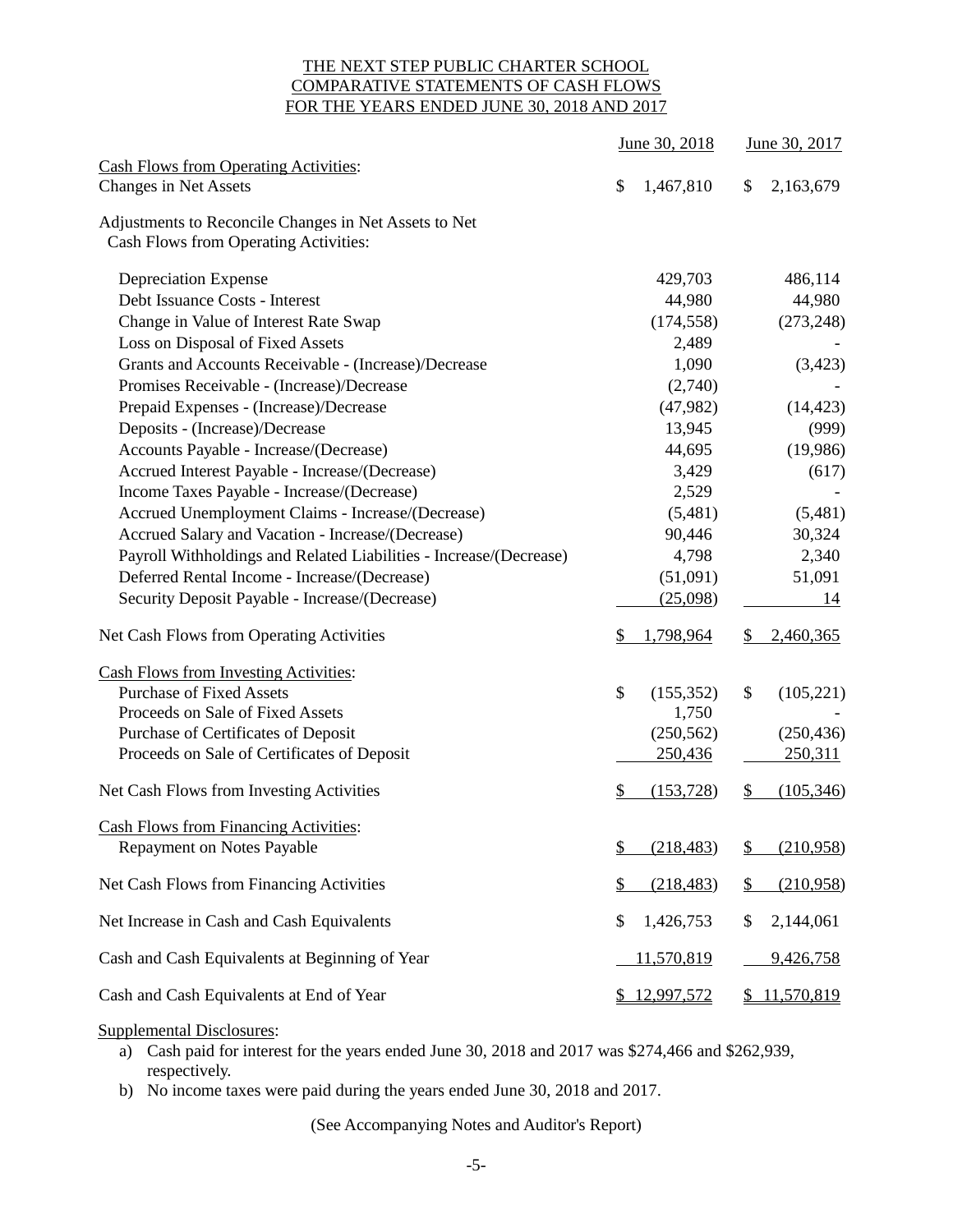# THE NEXT STEP PUBLIC CHARTER SCHOOL
## COMPARATIVE STATEMENTS OF CASH FLOWS
## FOR THE YEARS ENDED JUNE 30, 2018 AND 2017

| | June 30, 2018 | June 30, 2017 |
|---|---|---|
| Cash Flows from Operating Activities: | | |
| Changes in Net Assets | $ 1,467,810 | $ 2,163,679 |
| Adjustments to Reconcile Changes in Net Assets to Net Cash Flows from Operating Activities: | | |
| Depreciation Expense | 429,703 | 486,114 |
| Debt Issuance Costs - Interest | 44,980 | 44,980 |
| Change in Value of Interest Rate Swap | (174,558) | (273,248) |
| Loss on Disposal of Fixed Assets | 2,489 | - |
| Grants and Accounts Receivable - (Increase)/Decrease | 1,090 | (3,423) |
| Promises Receivable - (Increase)/Decrease | (2,740) | - |
| Prepaid Expenses - (Increase)/Decrease | (47,982) | (14,423) |
| Deposits - (Increase)/Decrease | 13,945 | (999) |
| Accounts Payable - Increase/(Decrease) | 44,695 | (19,986) |
| Accrued Interest Payable - Increase/(Decrease) | 3,429 | (617) |
| Income Taxes Payable - Increase/(Decrease) | 2,529 | - |
| Accrued Unemployment Claims - Increase/(Decrease) | (5,481) | (5,481) |
| Accrued Salary and Vacation - Increase/(Decrease) | 90,446 | 30,324 |
| Payroll Withholdings and Related Liabilities - Increase/(Decrease) | 4,798 | 2,340 |
| Deferred Rental Income - Increase/(Decrease) | (51,091) | 51,091 |
| Security Deposit Payable - Increase/(Decrease) | (25,098) | 14 |
| Net Cash Flows from Operating Activities | $ 1,798,964 | $ 2,460,365 |
| Cash Flows from Investing Activities: | | |
| Purchase of Fixed Assets | $ (155,352) | $ (105,221) |
| Proceeds on Sale of Fixed Assets | 1,750 | - |
| Purchase of Certificates of Deposit | (250,562) | (250,436) |
| Proceeds on Sale of Certificates of Deposit | 250,436 | 250,311 |
| Net Cash Flows from Investing Activities | $ (153,728) | $ (105,346) |
| Cash Flows from Financing Activities: | | |
| Repayment on Notes Payable | $ (218,483) | $ (210,958) |
| Net Cash Flows from Financing Activities | $ (218,483) | $ (210,958) |
| Net Increase in Cash and Cash Equivalents | $ 1,426,753 | $ 2,144,061 |
| Cash and Cash Equivalents at Beginning of Year | 11,570,819 | 9,426,758 |
| Cash and Cash Equivalents at End of Year | $ 12,997,572 | $ 11,570,819 |

Supplemental Disclosures:

a) Cash paid for interest for the years ended June 30, 2018 and 2017 was $274,466 and $262,939, respectively.

b) No income taxes were paid during the years ended June 30, 2018 and 2017.

(See Accompanying Notes and Auditor's Report)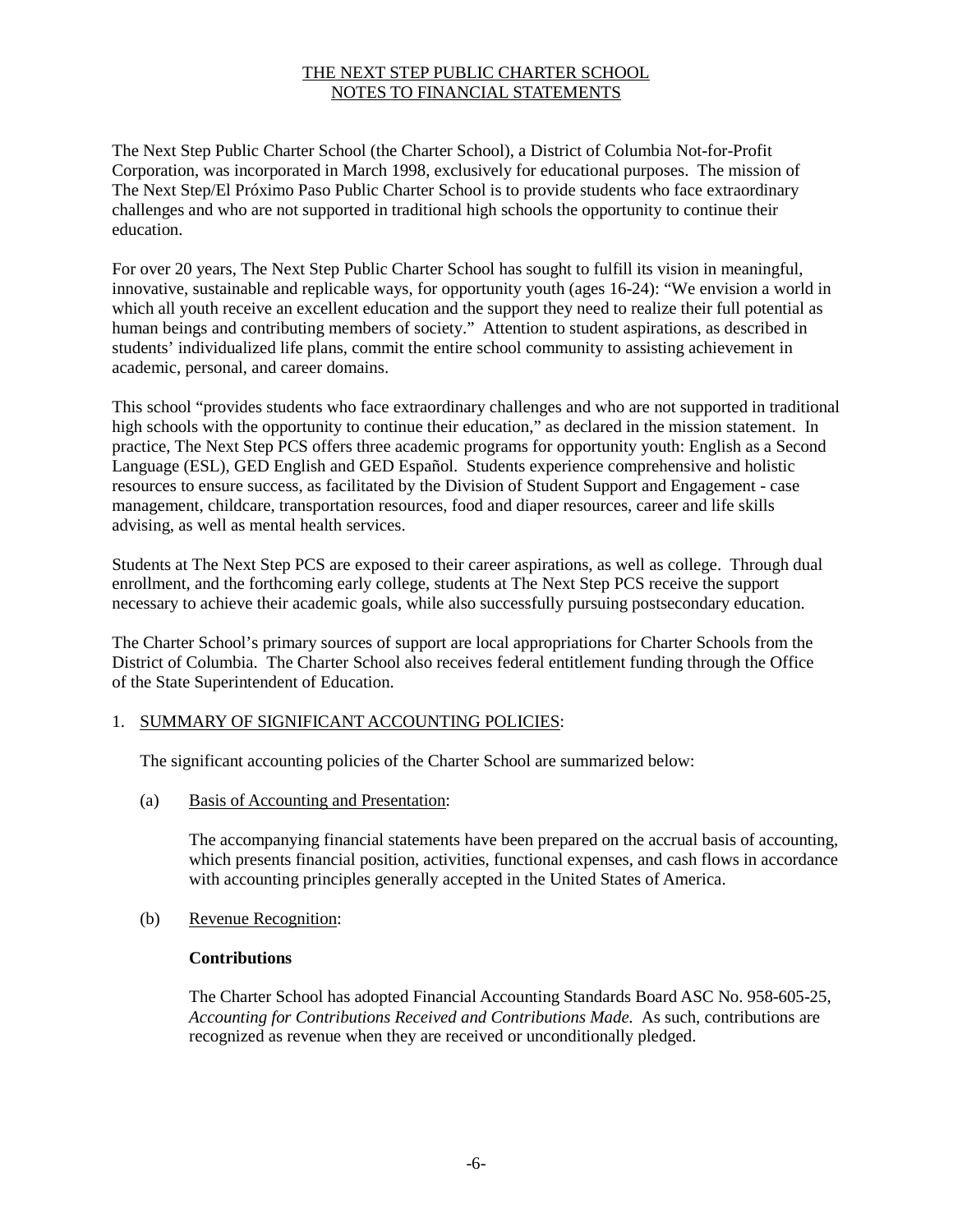# THE NEXT STEP PUBLIC CHARTER SCHOOL
## NOTES TO FINANCIAL STATEMENTS

The Next Step Public Charter School (the Charter School), a District of Columbia Not-for-Profit Corporation, was incorporated in March 1998, exclusively for educational purposes. The mission of The Next Step/El Próximo Paso Public Charter School is to provide students who face extraordinary challenges and who are not supported in traditional high schools the opportunity to continue their education.

For over 20 years, The Next Step Public Charter School has sought to fulfill its vision in meaningful, innovative, sustainable and replicable ways, for opportunity youth (ages 16-24): "We envision a world in which all youth receive an excellent education and the support they need to realize their full potential as human beings and contributing members of society." Attention to student aspirations, as described in students' individualized life plans, commit the entire school community to assisting achievement in academic, personal, and career domains.

This school "provides students who face extraordinary challenges and who are not supported in traditional high schools with the opportunity to continue their education," as declared in the mission statement. In practice, The Next Step PCS offers three academic programs for opportunity youth: English as a Second Language (ESL), GED English and GED Español. Students experience comprehensive and holistic resources to ensure success, as facilitated by the Division of Student Support and Engagement - case management, childcare, transportation resources, food and diaper resources, career and life skills advising, as well as mental health services.

Students at The Next Step PCS are exposed to their career aspirations, as well as college. Through dual enrollment, and the forthcoming early college, students at The Next Step PCS receive the support necessary to achieve their academic goals, while also successfully pursuing postsecondary education.

The Charter School's primary sources of support are local appropriations for Charter Schools from the District of Columbia. The Charter School also receives federal entitlement funding through the Office of the State Superintendent of Education.

1. SUMMARY OF SIGNIFICANT ACCOUNTING POLICIES:

   The significant accounting policies of the Charter School are summarized below:

   (a) Basis of Accounting and Presentation:

   The accompanying financial statements have been prepared on the accrual basis of accounting, which presents financial position, activities, functional expenses, and cash flows in accordance with accounting principles generally accepted in the United States of America.

   (b) Revenue Recognition:

   **Contributions**

   The Charter School has adopted Financial Accounting Standards Board ASC No. 958-605-25, *Accounting for Contributions Received and Contributions Made.* As such, contributions are recognized as revenue when they are received or unconditionally pledged.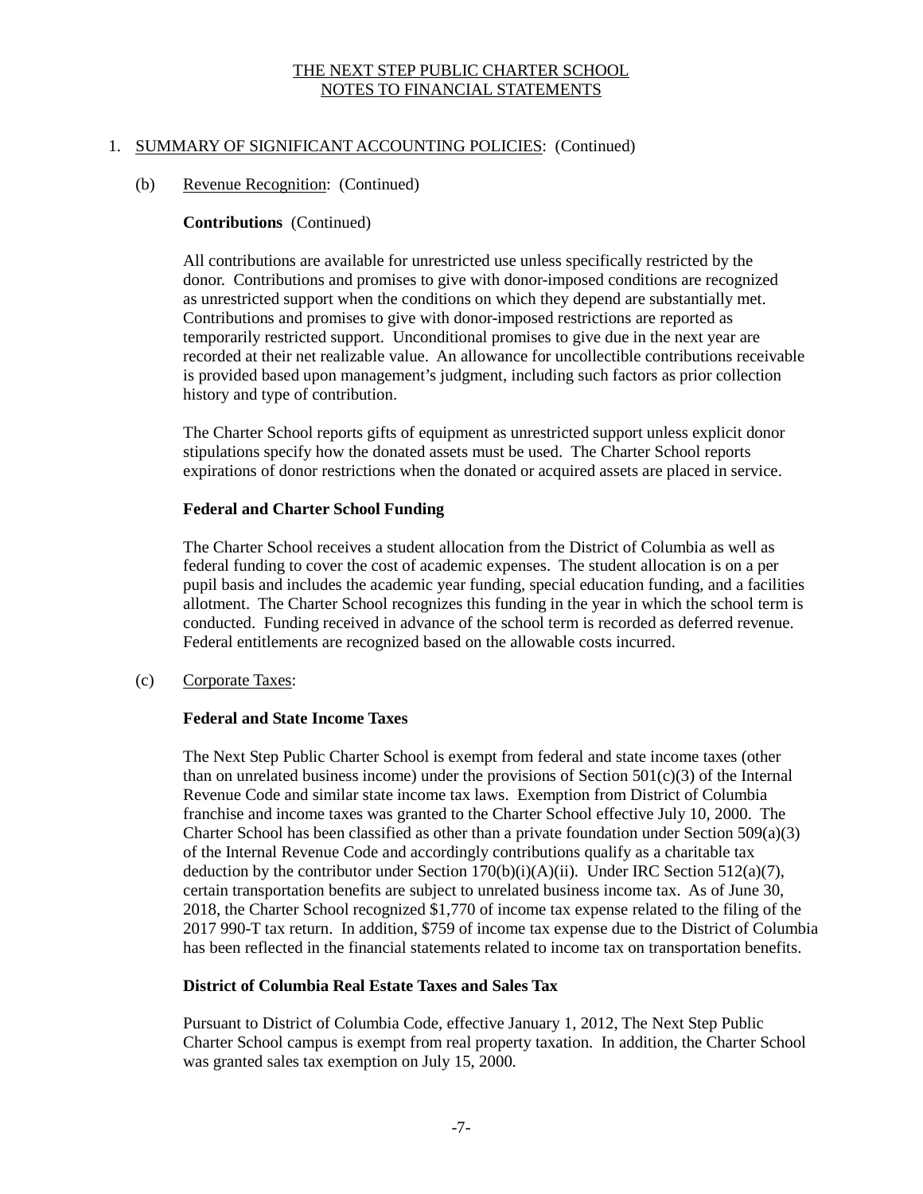1. SUMMARY OF SIGNIFICANT ACCOUNTING POLICIES: (Continued)

(b) Revenue Recognition: (Continued)

**Contributions** (Continued)

All contributions are available for unrestricted use unless specifically restricted by the donor. Contributions and promises to give with donor-imposed conditions are recognized as unrestricted support when the conditions on which they depend are substantially met. Contributions and promises to give with donor-imposed restrictions are reported as temporarily restricted support. Unconditional promises to give due in the next year are recorded at their net realizable value. An allowance for uncollectible contributions receivable is provided based upon management's judgment, including such factors as prior collection history and type of contribution.

The Charter School reports gifts of equipment as unrestricted support unless explicit donor stipulations specify how the donated assets must be used. The Charter School reports expirations of donor restrictions when the donated or acquired assets are placed in service.

**Federal and Charter School Funding**

The Charter School receives a student allocation from the District of Columbia as well as federal funding to cover the cost of academic expenses. The student allocation is on a per pupil basis and includes the academic year funding, special education funding, and a facilities allotment. The Charter School recognizes this funding in the year in which the school term is conducted. Funding received in advance of the school term is recorded as deferred revenue. Federal entitlements are recognized based on the allowable costs incurred.

(c) Corporate Taxes:

**Federal and State Income Taxes**

The Next Step Public Charter School is exempt from federal and state income taxes (other than on unrelated business income) under the provisions of Section 501(c)(3) of the Internal Revenue Code and similar state income tax laws. Exemption from District of Columbia franchise and income taxes was granted to the Charter School effective July 10, 2000. The Charter School has been classified as other than a private foundation under Section 509(a)(3) of the Internal Revenue Code and accordingly contributions qualify as a charitable tax deduction by the contributor under Section 170(b)(i)(A)(ii). Under IRC Section 512(a)(7), certain transportation benefits are subject to unrelated business income tax. As of June 30, 2018, the Charter School recognized $1,770 of income tax expense related to the filing of the 2017 990-T tax return. In addition, $759 of income tax expense due to the District of Columbia has been reflected in the financial statements related to income tax on transportation benefits.

**District of Columbia Real Estate Taxes and Sales Tax**

Pursuant to District of Columbia Code, effective January 1, 2012, The Next Step Public Charter School campus is exempt from real property taxation. In addition, the Charter School was granted sales tax exemption on July 15, 2000.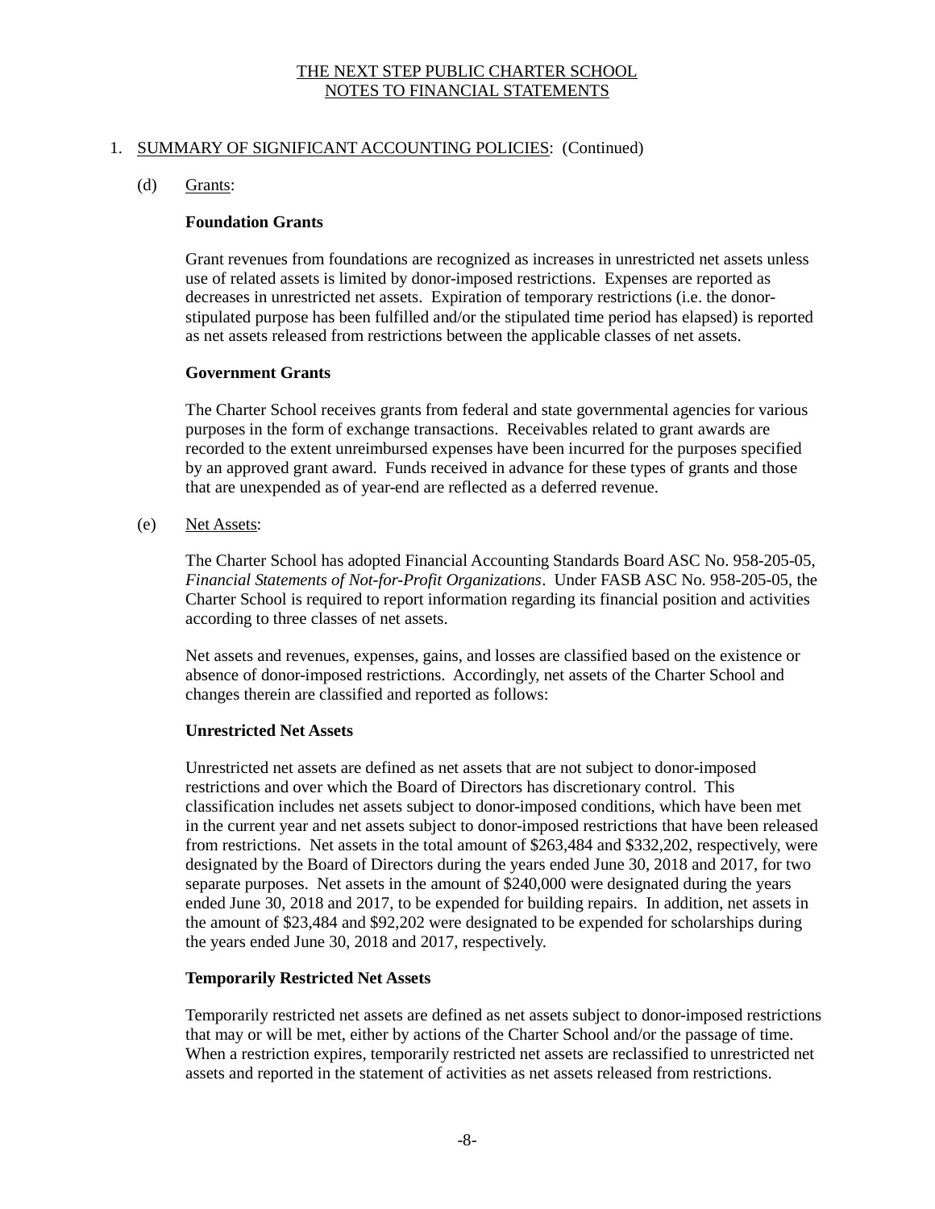THE NEXT STEP PUBLIC CHARTER SCHOOL
NOTES TO FINANCIAL STATEMENTS

1. SUMMARY OF SIGNIFICANT ACCOUNTING POLICIES: (Continued)

(d) Grants:

**Foundation Grants**

Grant revenues from foundations are recognized as increases in unrestricted net assets unless use of related assets is limited by donor-imposed restrictions. Expenses are reported as decreases in unrestricted net assets. Expiration of temporary restrictions (i.e. the donor-stipulated purpose has been fulfilled and/or the stipulated time period has elapsed) is reported as net assets released from restrictions between the applicable classes of net assets.

**Government Grants**

The Charter School receives grants from federal and state governmental agencies for various purposes in the form of exchange transactions. Receivables related to grant awards are recorded to the extent unreimbursed expenses have been incurred for the purposes specified by an approved grant award. Funds received in advance for these types of grants and those that are unexpended as of year-end are reflected as a deferred revenue.

(e) Net Assets:

The Charter School has adopted Financial Accounting Standards Board ASC No. 958-205-05, *Financial Statements of Not-for-Profit Organizations*. Under FASB ASC No. 958-205-05, the Charter School is required to report information regarding its financial position and activities according to three classes of net assets.

Net assets and revenues, expenses, gains, and losses are classified based on the existence or absence of donor-imposed restrictions. Accordingly, net assets of the Charter School and changes therein are classified and reported as follows:

**Unrestricted Net Assets**

Unrestricted net assets are defined as net assets that are not subject to donor-imposed restrictions and over which the Board of Directors has discretionary control. This classification includes net assets subject to donor-imposed conditions, which have been met in the current year and net assets subject to donor-imposed restrictions that have been released from restrictions. Net assets in the total amount of $263,484 and $332,202, respectively, were designated by the Board of Directors during the years ended June 30, 2018 and 2017, for two separate purposes. Net assets in the amount of $240,000 were designated during the years ended June 30, 2018 and 2017, to be expended for building repairs. In addition, net assets in the amount of $23,484 and $92,202 were designated to be expended for scholarships during the years ended June 30, 2018 and 2017, respectively.

**Temporarily Restricted Net Assets**

Temporarily restricted net assets are defined as net assets subject to donor-imposed restrictions that may or will be met, either by actions of the Charter School and/or the passage of time. When a restriction expires, temporarily restricted net assets are reclassified to unrestricted net assets and reported in the statement of activities as net assets released from restrictions.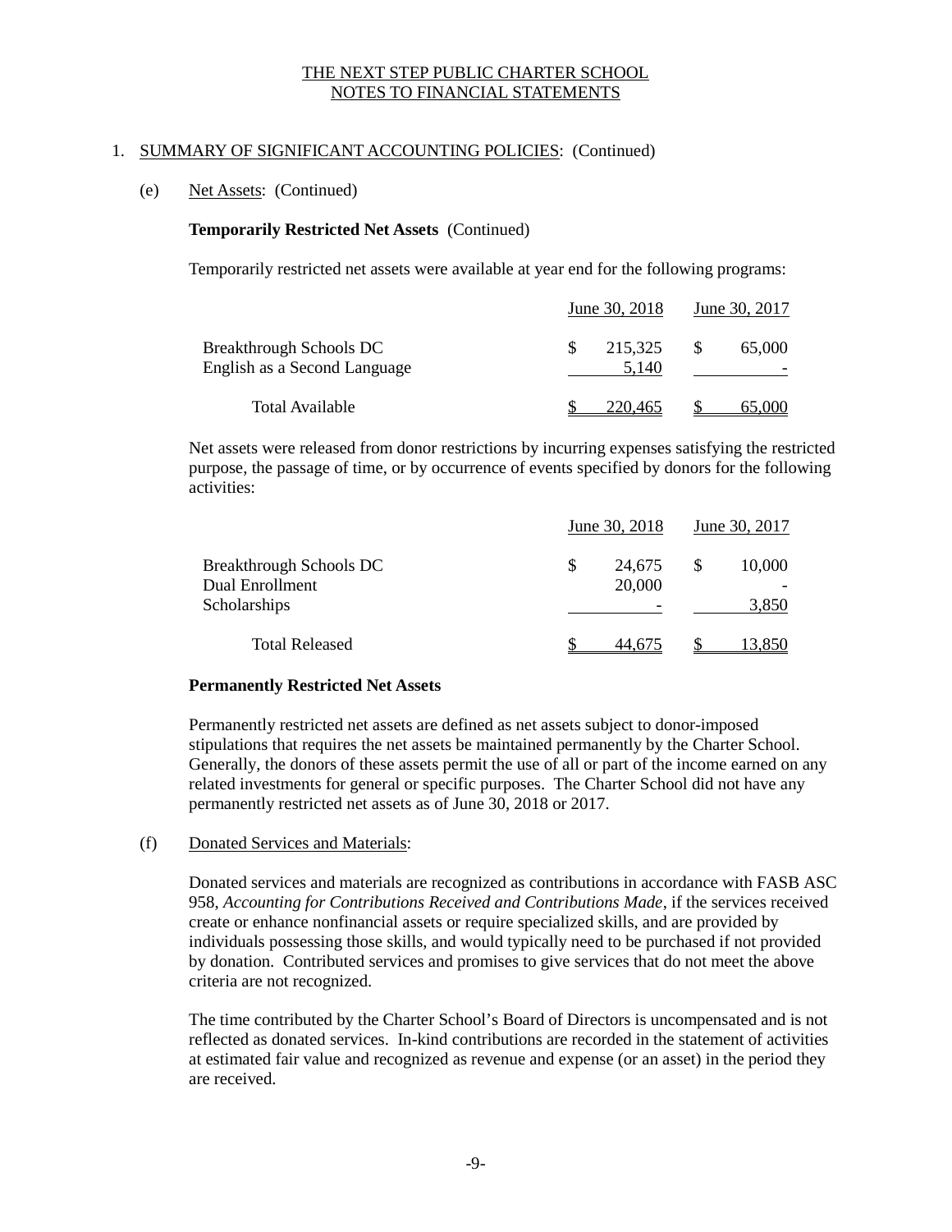THE NEXT STEP PUBLIC CHARTER SCHOOL
NOTES TO FINANCIAL STATEMENTS

1. SUMMARY OF SIGNIFICANT ACCOUNTING POLICIES: (Continued)

(e) Net Assets: (Continued)

**Temporarily Restricted Net Assets** (Continued)

Temporarily restricted net assets were available at year end for the following programs:

| | June 30, 2018 | June 30, 2017 |
|---|---|---|
| Breakthrough Schools DC | $ 215,325 | $ 65,000 |
| English as a Second Language | 5,140 | - |
| Total Available | $ 220,465 | $ 65,000 |

Net assets were released from donor restrictions by incurring expenses satisfying the restricted purpose, the passage of time, or by occurrence of events specified by donors for the following activities:

| | June 30, 2018 | June 30, 2017 |
|---|---|---|
| Breakthrough Schools DC | $ 24,675 | $ 10,000 |
| Dual Enrollment | 20,000 | - |
| Scholarships | - | 3,850 |
| Total Released | $ 44,675 | $ 13,850 |

**Permanently Restricted Net Assets**

Permanently restricted net assets are defined as net assets subject to donor-imposed stipulations that requires the net assets be maintained permanently by the Charter School. Generally, the donors of these assets permit the use of all or part of the income earned on any related investments for general or specific purposes. The Charter School did not have any permanently restricted net assets as of June 30, 2018 or 2017.

(f) Donated Services and Materials:

Donated services and materials are recognized as contributions in accordance with FASB ASC 958, *Accounting for Contributions Received and Contributions Made*, if the services received create or enhance nonfinancial assets or require specialized skills, and are provided by individuals possessing those skills, and would typically need to be purchased if not provided by donation. Contributed services and promises to give services that do not meet the above criteria are not recognized.

The time contributed by the Charter School's Board of Directors is uncompensated and is not reflected as donated services. In-kind contributions are recorded in the statement of activities at estimated fair value and recognized as revenue and expense (or an asset) in the period they are received.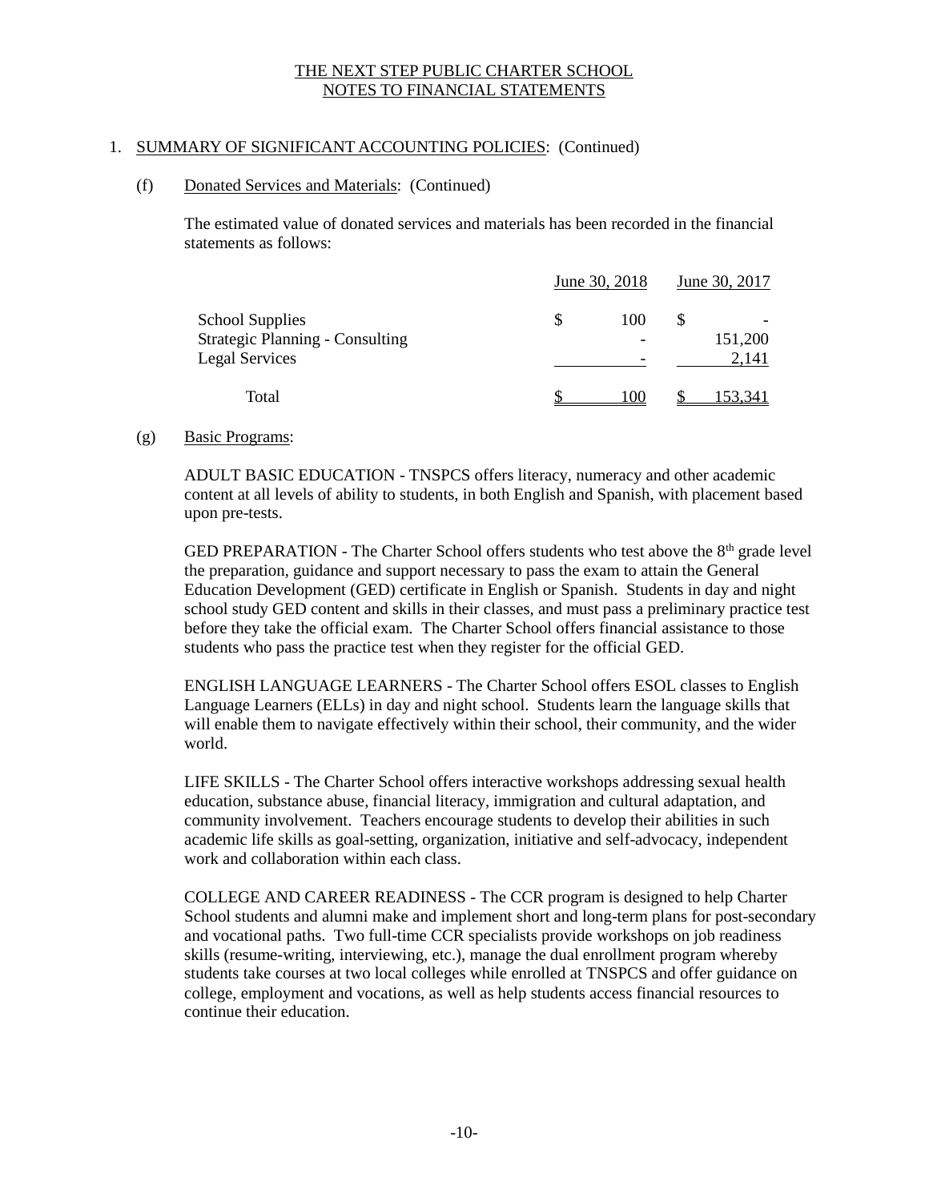THE NEXT STEP PUBLIC CHARTER SCHOOL
NOTES TO FINANCIAL STATEMENTS

1. SUMMARY OF SIGNIFICANT ACCOUNTING POLICIES: (Continued)

(f) Donated Services and Materials: (Continued)

The estimated value of donated services and materials has been recorded in the financial statements as follows:

| | June 30, 2018 | June 30, 2017 |
|---|---|---|
| School Supplies | $ 100 | $ - |
| Strategic Planning - Consulting | - | 151,200 |
| Legal Services | - | 2,141 |
| Total | $ 100 | $ 153,341 |

(g) Basic Programs:

ADULT BASIC EDUCATION - TNSPCS offers literacy, numeracy and other academic content at all levels of ability to students, in both English and Spanish, with placement based upon pre-tests.

GED PREPARATION - The Charter School offers students who test above the 8th grade level the preparation, guidance and support necessary to pass the exam to attain the General Education Development (GED) certificate in English or Spanish. Students in day and night school study GED content and skills in their classes, and must pass a preliminary practice test before they take the official exam. The Charter School offers financial assistance to those students who pass the practice test when they register for the official GED.

ENGLISH LANGUAGE LEARNERS - The Charter School offers ESOL classes to English Language Learners (ELLs) in day and night school. Students learn the language skills that will enable them to navigate effectively within their school, their community, and the wider world.

LIFE SKILLS - The Charter School offers interactive workshops addressing sexual health education, substance abuse, financial literacy, immigration and cultural adaptation, and community involvement. Teachers encourage students to develop their abilities in such academic life skills as goal-setting, organization, initiative and self-advocacy, independent work and collaboration within each class.

COLLEGE AND CAREER READINESS - The CCR program is designed to help Charter School students and alumni make and implement short and long-term plans for post-secondary and vocational paths. Two full-time CCR specialists provide workshops on job readiness skills (resume-writing, interviewing, etc.), manage the dual enrollment program whereby students take courses at two local colleges while enrolled at TNSPCS and offer guidance on college, employment and vocations, as well as help students access financial resources to continue their education.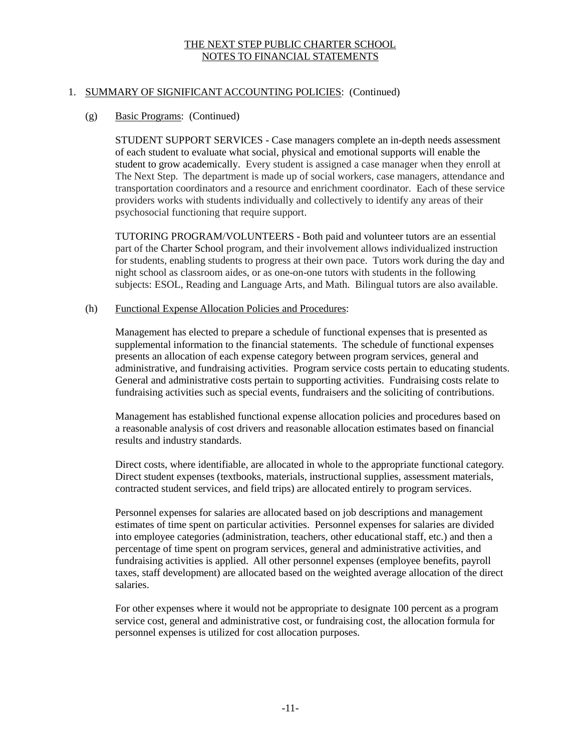THE NEXT STEP PUBLIC CHARTER SCHOOL
NOTES TO FINANCIAL STATEMENTS

1. SUMMARY OF SIGNIFICANT ACCOUNTING POLICIES: (Continued)

(g) Basic Programs: (Continued)

STUDENT SUPPORT SERVICES - Case managers complete an in-depth needs assessment of each student to evaluate what social, physical and emotional supports will enable the student to grow academically. Every student is assigned a case manager when they enroll at The Next Step. The department is made up of social workers, case managers, attendance and transportation coordinators and a resource and enrichment coordinator. Each of these service providers works with students individually and collectively to identify any areas of their psychosocial functioning that require support.

TUTORING PROGRAM/VOLUNTEERS - Both paid and volunteer tutors are an essential part of the Charter School program, and their involvement allows individualized instruction for students, enabling students to progress at their own pace. Tutors work during the day and night school as classroom aides, or as one-on-one tutors with students in the following subjects: ESOL, Reading and Language Arts, and Math. Bilingual tutors are also available.

(h) Functional Expense Allocation Policies and Procedures:

Management has elected to prepare a schedule of functional expenses that is presented as supplemental information to the financial statements. The schedule of functional expenses presents an allocation of each expense category between program services, general and administrative, and fundraising activities. Program service costs pertain to educating students. General and administrative costs pertain to supporting activities. Fundraising costs relate to fundraising activities such as special events, fundraisers and the soliciting of contributions.

Management has established functional expense allocation policies and procedures based on a reasonable analysis of cost drivers and reasonable allocation estimates based on financial results and industry standards.

Direct costs, where identifiable, are allocated in whole to the appropriate functional category. Direct student expenses (textbooks, materials, instructional supplies, assessment materials, contracted student services, and field trips) are allocated entirely to program services.

Personnel expenses for salaries are allocated based on job descriptions and management estimates of time spent on particular activities. Personnel expenses for salaries are divided into employee categories (administration, teachers, other educational staff, etc.) and then a percentage of time spent on program services, general and administrative activities, and fundraising activities is applied. All other personnel expenses (employee benefits, payroll taxes, staff development) are allocated based on the weighted average allocation of the direct salaries.

For other expenses where it would not be appropriate to designate 100 percent as a program service cost, general and administrative cost, or fundraising cost, the allocation formula for personnel expenses is utilized for cost allocation purposes.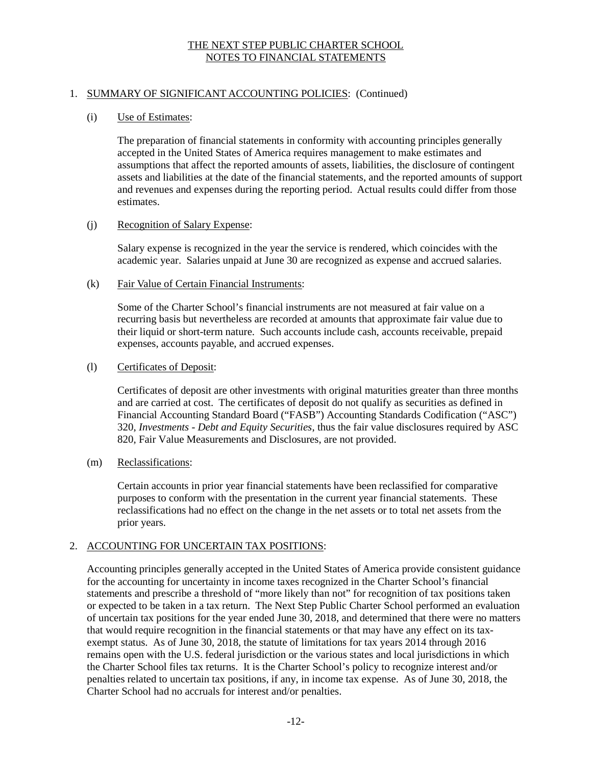# THE NEXT STEP PUBLIC CHARTER SCHOOL
# NOTES TO FINANCIAL STATEMENTS

## 1. SUMMARY OF SIGNIFICANT ACCOUNTING POLICIES: (Continued)

### (i) Use of Estimates:

The preparation of financial statements in conformity with accounting principles generally accepted in the United States of America requires management to make estimates and assumptions that affect the reported amounts of assets, liabilities, the disclosure of contingent assets and liabilities at the date of the financial statements, and the reported amounts of support and revenues and expenses during the reporting period. Actual results could differ from those estimates.

### (j) Recognition of Salary Expense:

Salary expense is recognized in the year the service is rendered, which coincides with the academic year. Salaries unpaid at June 30 are recognized as expense and accrued salaries.

### (k) Fair Value of Certain Financial Instruments:

Some of the Charter School's financial instruments are not measured at fair value on a recurring basis but nevertheless are recorded at amounts that approximate fair value due to their liquid or short-term nature. Such accounts include cash, accounts receivable, prepaid expenses, accounts payable, and accrued expenses.

### (l) Certificates of Deposit:

Certificates of deposit are other investments with original maturities greater than three months and are carried at cost. The certificates of deposit do not qualify as securities as defined in Financial Accounting Standard Board ("FASB") Accounting Standards Codification ("ASC") 320, *Investments - Debt and Equity Securities*, thus the fair value disclosures required by ASC 820, Fair Value Measurements and Disclosures, are not provided.

### (m) Reclassifications:

Certain accounts in prior year financial statements have been reclassified for comparative purposes to conform with the presentation in the current year financial statements. These reclassifications had no effect on the change in the net assets or to total net assets from the prior years.

## 2. ACCOUNTING FOR UNCERTAIN TAX POSITIONS:

Accounting principles generally accepted in the United States of America provide consistent guidance for the accounting for uncertainty in income taxes recognized in the Charter School's financial statements and prescribe a threshold of "more likely than not" for recognition of tax positions taken or expected to be taken in a tax return. The Next Step Public Charter School performed an evaluation of uncertain tax positions for the year ended June 30, 2018, and determined that there were no matters that would require recognition in the financial statements or that may have any effect on its tax-exempt status. As of June 30, 2018, the statute of limitations for tax years 2014 through 2016 remains open with the U.S. federal jurisdiction or the various states and local jurisdictions in which the Charter School files tax returns. It is the Charter School's policy to recognize interest and/or penalties related to uncertain tax positions, if any, in income tax expense. As of June 30, 2018, the Charter School had no accruals for interest and/or penalties.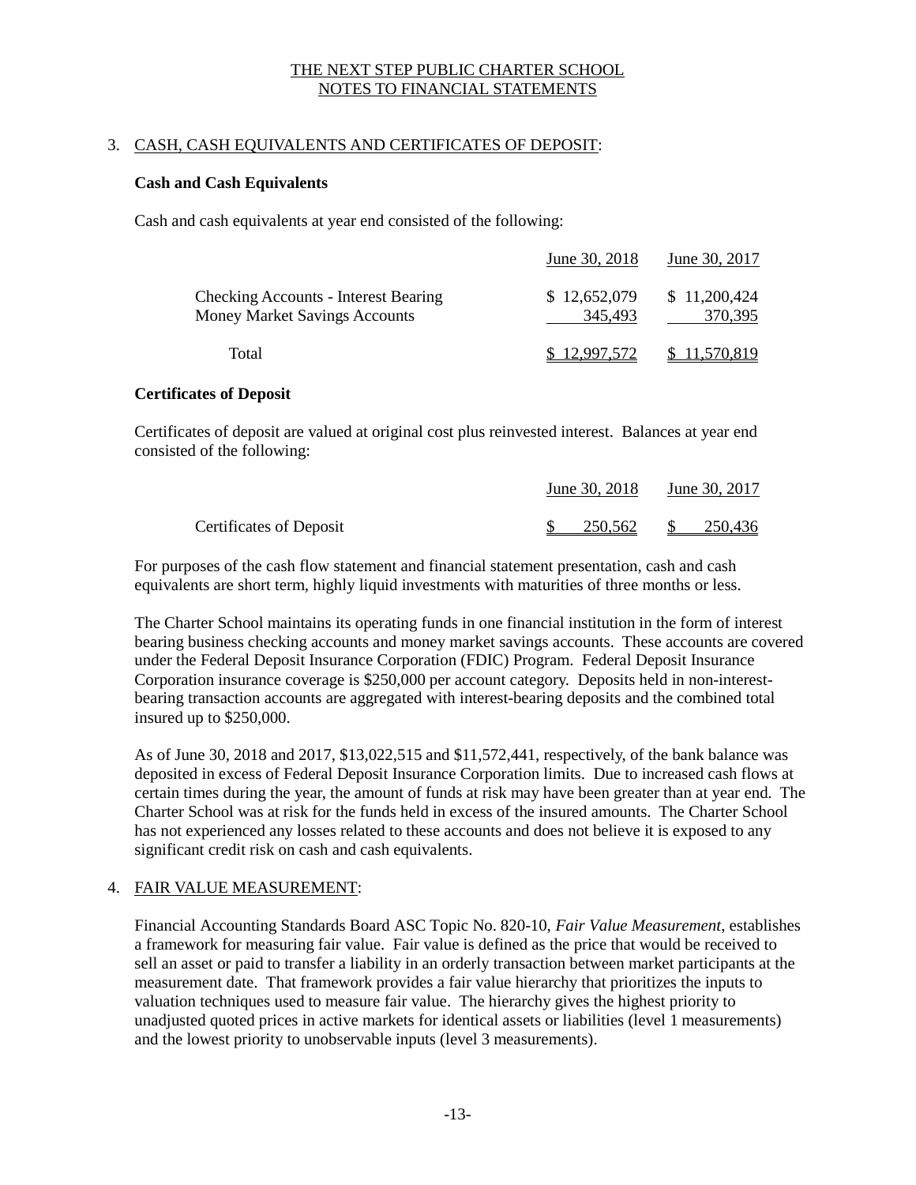# THE NEXT STEP PUBLIC CHARTER SCHOOL
## NOTES TO FINANCIAL STATEMENTS

3. CASH, CASH EQUIVALENTS AND CERTIFICATES OF DEPOSIT:

**Cash and Cash Equivalents**

Cash and cash equivalents at year end consisted of the following:

| | June 30, 2018 | June 30, 2017 |
|---|---|---|
| Checking Accounts - Interest Bearing | $ 12,652,079 | $ 11,200,424 |
| Money Market Savings Accounts | 345,493 | 370,395 |
| Total | $ 12,997,572 | $ 11,570,819 |

**Certificates of Deposit**

Certificates of deposit are valued at original cost plus reinvested interest. Balances at year end consisted of the following:

| | June 30, 2018 | June 30, 2017 |
|---|---|---|
| Certificates of Deposit | $ 250,562 | $ 250,436 |

For purposes of the cash flow statement and financial statement presentation, cash and cash equivalents are short term, highly liquid investments with maturities of three months or less.

The Charter School maintains its operating funds in one financial institution in the form of interest bearing business checking accounts and money market savings accounts. These accounts are covered under the Federal Deposit Insurance Corporation (FDIC) Program. Federal Deposit Insurance Corporation insurance coverage is $250,000 per account category. Deposits held in non-interest-bearing transaction accounts are aggregated with interest-bearing deposits and the combined total insured up to $250,000.

As of June 30, 2018 and 2017, $13,022,515 and $11,572,441, respectively, of the bank balance was deposited in excess of Federal Deposit Insurance Corporation limits. Due to increased cash flows at certain times during the year, the amount of funds at risk may have been greater than at year end. The Charter School was at risk for the funds held in excess of the insured amounts. The Charter School has not experienced any losses related to these accounts and does not believe it is exposed to any significant credit risk on cash and cash equivalents.

4. FAIR VALUE MEASUREMENT:

Financial Accounting Standards Board ASC Topic No. 820-10, *Fair Value Measurement*, establishes a framework for measuring fair value. Fair value is defined as the price that would be received to sell an asset or paid to transfer a liability in an orderly transaction between market participants at the measurement date. That framework provides a fair value hierarchy that prioritizes the inputs to valuation techniques used to measure fair value. The hierarchy gives the highest priority to unadjusted quoted prices in active markets for identical assets or liabilities (level 1 measurements) and the lowest priority to unobservable inputs (level 3 measurements).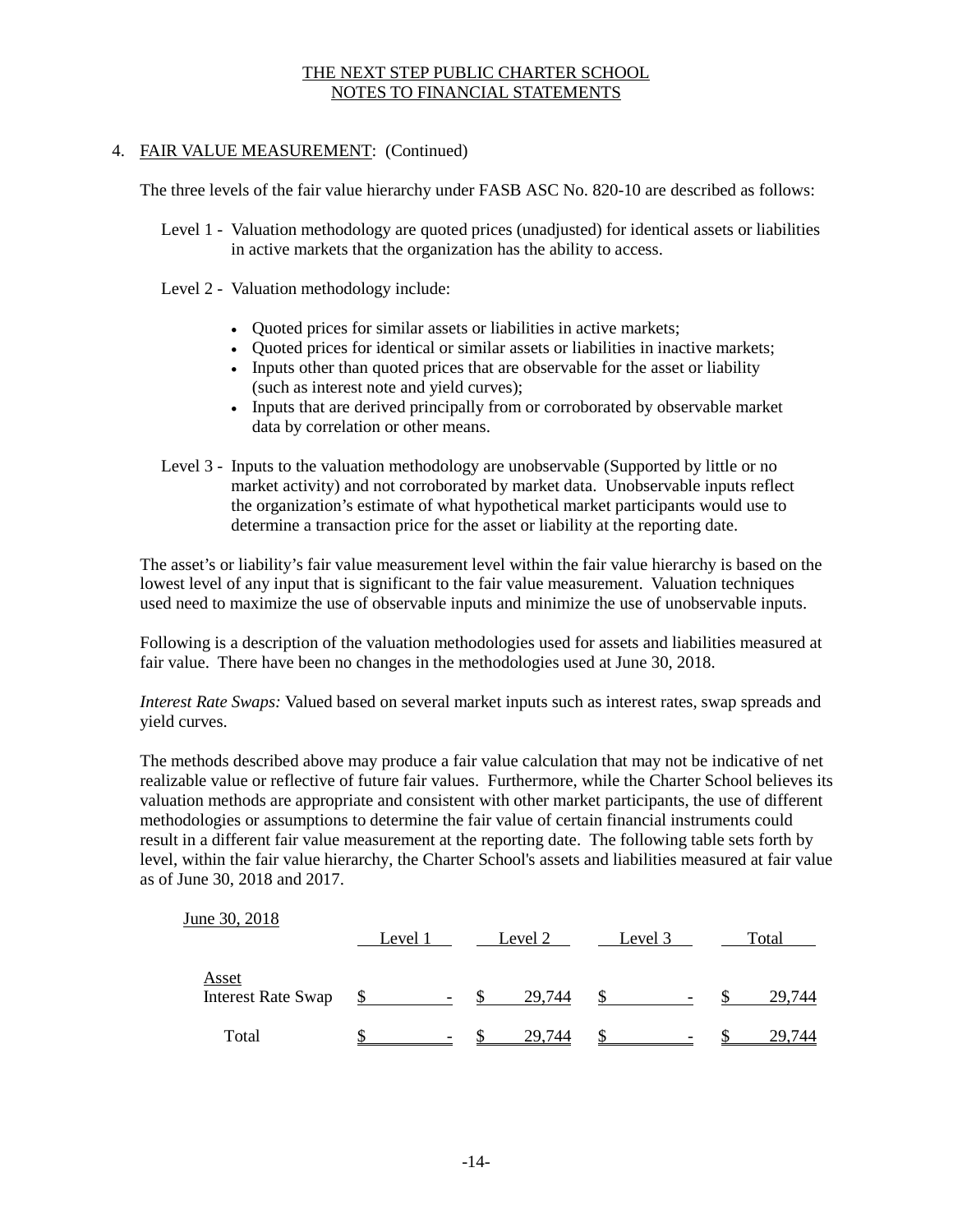## 4. FAIR VALUE MEASUREMENT: (Continued)

The three levels of the fair value hierarchy under FASB ASC No. 820-10 are described as follows:

Level 1 - Valuation methodology are quoted prices (unadjusted) for identical assets or liabilities in active markets that the organization has the ability to access.

Level 2 - Valuation methodology include:

- Quoted prices for similar assets or liabilities in active markets;
- Quoted prices for identical or similar assets or liabilities in inactive markets;
- Inputs other than quoted prices that are observable for the asset or liability (such as interest note and yield curves);
- Inputs that are derived principally from or corroborated by observable market data by correlation or other means.

Level 3 - Inputs to the valuation methodology are unobservable (Supported by little or no market activity) and not corroborated by market data. Unobservable inputs reflect the organization's estimate of what hypothetical market participants would use to determine a transaction price for the asset or liability at the reporting date.

The asset's or liability's fair value measurement level within the fair value hierarchy is based on the lowest level of any input that is significant to the fair value measurement. Valuation techniques used need to maximize the use of observable inputs and minimize the use of unobservable inputs.

Following is a description of the valuation methodologies used for assets and liabilities measured at fair value. There have been no changes in the methodologies used at June 30, 2018.

*Interest Rate Swaps:* Valued based on several market inputs such as interest rates, swap spreads and yield curves.

The methods described above may produce a fair value calculation that may not be indicative of net realizable value or reflective of future fair values. Furthermore, while the Charter School believes its valuation methods are appropriate and consistent with other market participants, the use of different methodologies or assumptions to determine the fair value of certain financial instruments could result in a different fair value measurement at the reporting date. The following table sets forth by level, within the fair value hierarchy, the Charter School's assets and liabilities measured at fair value as of June 30, 2018 and 2017.

| June 30, 2018 | Level 1 | Level 2 | Level 3 | Total |
|---|---|---|---|---|
| Asset | | | | |
| Interest Rate Swap | $ - | $ 29,744 | $ - | $ 29,744 |
| Total | $ - | $ 29,744 | $ - | $ 29,744 |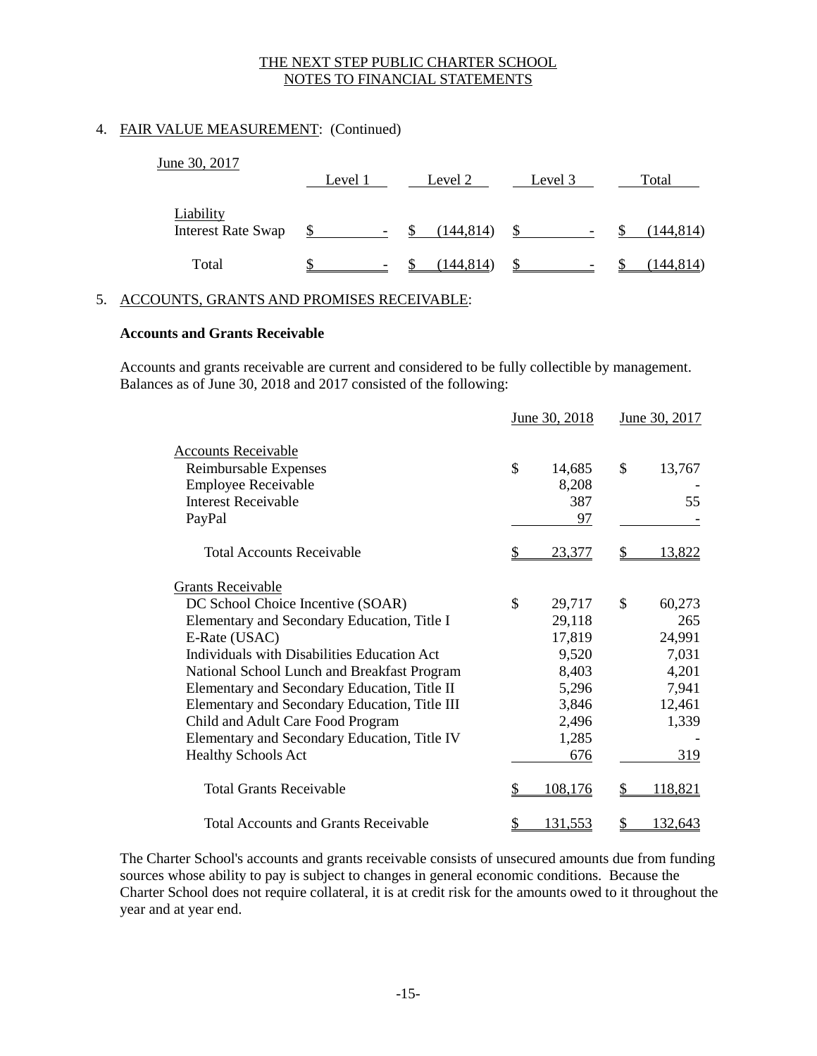## 4. FAIR VALUE MEASUREMENT: (Continued)

June 30, 2017

| | Level 1 | Level 2 | Level 3 | Total |
|---|---|---|---|---|
| Liability | | | | |
| Interest Rate Swap | $ - | $ (144,814) | $ - | $ (144,814) |
| Total | $ - | $ (144,814) | $ - | $ (144,814) |

## 5. ACCOUNTS, GRANTS AND PROMISES RECEIVABLE:

**Accounts and Grants Receivable**

Accounts and grants receivable are current and considered to be fully collectible by management. Balances as of June 30, 2018 and 2017 consisted of the following:

| | June 30, 2018 | June 30, 2017 |
|---|---|---|
| Accounts Receivable | | |
| Reimbursable Expenses | $ 14,685 | $ 13,767 |
| Employee Receivable | 8,208 | - |
| Interest Receivable | 387 | 55 |
| PayPal | 97 | - |
| Total Accounts Receivable | $ 23,377 | $ 13,822 |
| Grants Receivable | | |
| DC School Choice Incentive (SOAR) | $ 29,717 | $ 60,273 |
| Elementary and Secondary Education, Title I | 29,118 | 265 |
| E-Rate (USAC) | 17,819 | 24,991 |
| Individuals with Disabilities Education Act | 9,520 | 7,031 |
| National School Lunch and Breakfast Program | 8,403 | 4,201 |
| Elementary and Secondary Education, Title II | 5,296 | 7,941 |
| Elementary and Secondary Education, Title III | 3,846 | 12,461 |
| Child and Adult Care Food Program | 2,496 | 1,339 |
| Elementary and Secondary Education, Title IV | 1,285 | - |
| Healthy Schools Act | 676 | 319 |
| Total Grants Receivable | $ 108,176 | $ 118,821 |
| Total Accounts and Grants Receivable | $ 131,553 | $ 132,643 |

The Charter School's accounts and grants receivable consists of unsecured amounts due from funding sources whose ability to pay is subject to changes in general economic conditions. Because the Charter School does not require collateral, it is at credit risk for the amounts owed to it throughout the year and at year end.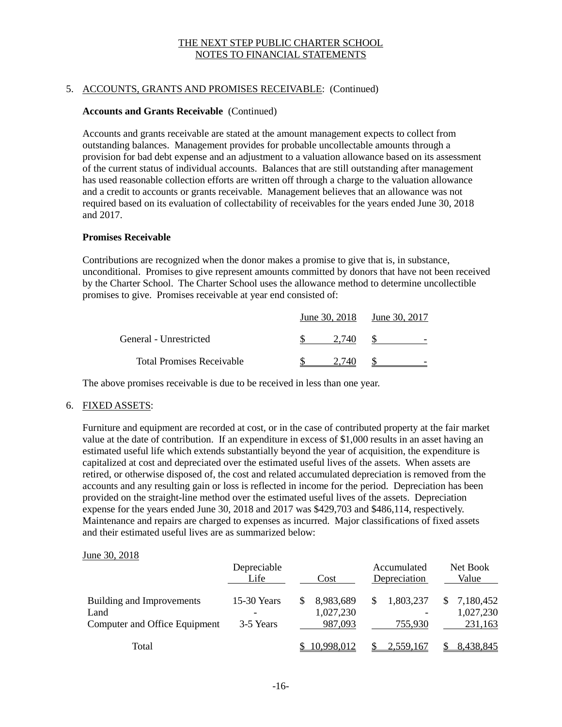THE NEXT STEP PUBLIC CHARTER SCHOOL
NOTES TO FINANCIAL STATEMENTS

5. ACCOUNTS, GRANTS AND PROMISES RECEIVABLE: (Continued)

**Accounts and Grants Receivable** (Continued)

Accounts and grants receivable are stated at the amount management expects to collect from outstanding balances. Management provides for probable uncollectable amounts through a provision for bad debt expense and an adjustment to a valuation allowance based on its assessment of the current status of individual accounts. Balances that are still outstanding after management has used reasonable collection efforts are written off through a charge to the valuation allowance and a credit to accounts or grants receivable. Management believes that an allowance was not required based on its evaluation of collectability of receivables for the years ended June 30, 2018 and 2017.

**Promises Receivable**

Contributions are recognized when the donor makes a promise to give that is, in substance, unconditional. Promises to give represent amounts committed by donors that have not been received by the Charter School. The Charter School uses the allowance method to determine uncollectible promises to give. Promises receivable at year end consisted of:

| | June 30, 2018 | June 30, 2017 |
|---|---|---|
| General - Unrestricted | $ 2,740 | $ - |
| Total Promises Receivable | $ 2,740 | $ - |

The above promises receivable is due to be received in less than one year.

6. FIXED ASSETS:

Furniture and equipment are recorded at cost, or in the case of contributed property at the fair market value at the date of contribution. If an expenditure in excess of $1,000 results in an asset having an estimated useful life which extends substantially beyond the year of acquisition, the expenditure is capitalized at cost and depreciated over the estimated useful lives of the assets. When assets are retired, or otherwise disposed of, the cost and related accumulated depreciation is removed from the accounts and any resulting gain or loss is reflected in income for the period. Depreciation has been provided on the straight-line method over the estimated useful lives of the assets. Depreciation expense for the years ended June 30, 2018 and 2017 was $429,703 and $486,114, respectively. Maintenance and repairs are charged to expenses as incurred. Major classifications of fixed assets and their estimated useful lives are as summarized below:

June 30, 2018

| | Depreciable Life | Cost | Accumulated Depreciation | Net Book Value |
|---|---|---|---|---|
| Building and Improvements | 15-30 Years | $ 8,983,689 | $ 1,803,237 | $ 7,180,452 |
| Land | - | 1,027,230 | - | 1,027,230 |
| Computer and Office Equipment | 3-5 Years | 987,093 | 755,930 | 231,163 |
| Total | | $ 10,998,012 | $ 2,559,167 | $ 8,438,845 |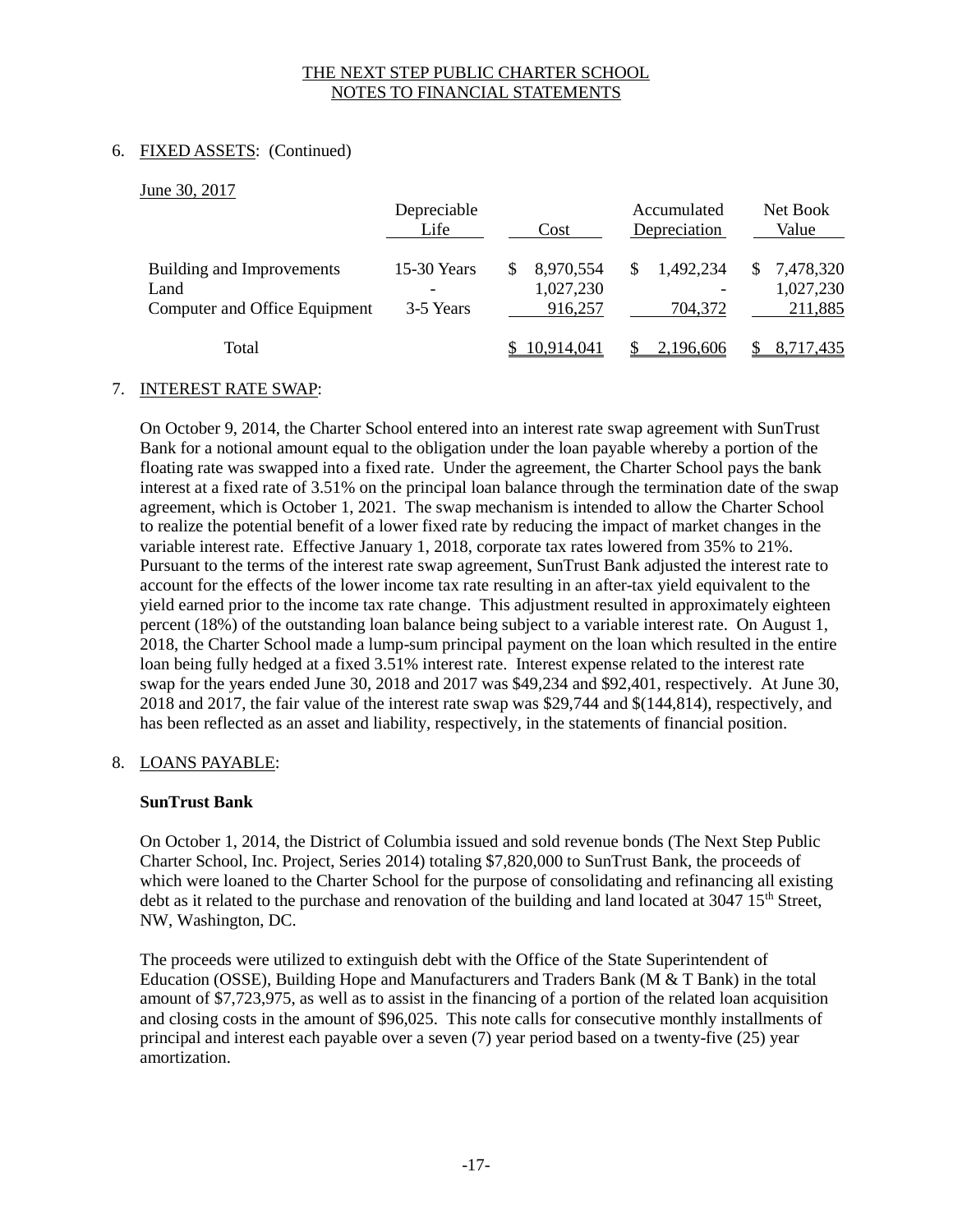THE NEXT STEP PUBLIC CHARTER SCHOOL
NOTES TO FINANCIAL STATEMENTS

6. FIXED ASSETS: (Continued)

June 30, 2017

| | Depreciable Life | Cost | Accumulated Depreciation | Net Book Value |
|---|---|---|---|---|
| Building and Improvements | 15-30 Years | $ 8,970,554 | $ 1,492,234 | $ 7,478,320 |
| Land | - | 1,027,230 | - | 1,027,230 |
| Computer and Office Equipment | 3-5 Years | 916,257 | 704,372 | 211,885 |
| Total | | $ 10,914,041 | $ 2,196,606 | $ 8,717,435 |

7. INTEREST RATE SWAP:

On October 9, 2014, the Charter School entered into an interest rate swap agreement with SunTrust Bank for a notional amount equal to the obligation under the loan payable whereby a portion of the floating rate was swapped into a fixed rate. Under the agreement, the Charter School pays the bank interest at a fixed rate of 3.51% on the principal loan balance through the termination date of the swap agreement, which is October 1, 2021. The swap mechanism is intended to allow the Charter School to realize the potential benefit of a lower fixed rate by reducing the impact of market changes in the variable interest rate. Effective January 1, 2018, corporate tax rates lowered from 35% to 21%. Pursuant to the terms of the interest rate swap agreement, SunTrust Bank adjusted the interest rate to account for the effects of the lower income tax rate resulting in an after-tax yield equivalent to the yield earned prior to the income tax rate change. This adjustment resulted in approximately eighteen percent (18%) of the outstanding loan balance being subject to a variable interest rate. On August 1, 2018, the Charter School made a lump-sum principal payment on the loan which resulted in the entire loan being fully hedged at a fixed 3.51% interest rate. Interest expense related to the interest rate swap for the years ended June 30, 2018 and 2017 was $49,234 and $92,401, respectively. At June 30, 2018 and 2017, the fair value of the interest rate swap was $29,744 and $(144,814), respectively, and has been reflected as an asset and liability, respectively, in the statements of financial position.

8. LOANS PAYABLE:

**SunTrust Bank**

On October 1, 2014, the District of Columbia issued and sold revenue bonds (The Next Step Public Charter School, Inc. Project, Series 2014) totaling $7,820,000 to SunTrust Bank, the proceeds of which were loaned to the Charter School for the purpose of consolidating and refinancing all existing debt as it related to the purchase and renovation of the building and land located at 3047 15th Street, NW, Washington, DC.

The proceeds were utilized to extinguish debt with the Office of the State Superintendent of Education (OSSE), Building Hope and Manufacturers and Traders Bank (M & T Bank) in the total amount of $7,723,975, as well as to assist in the financing of a portion of the related loan acquisition and closing costs in the amount of $96,025. This note calls for consecutive monthly installments of principal and interest each payable over a seven (7) year period based on a twenty-five (25) year amortization.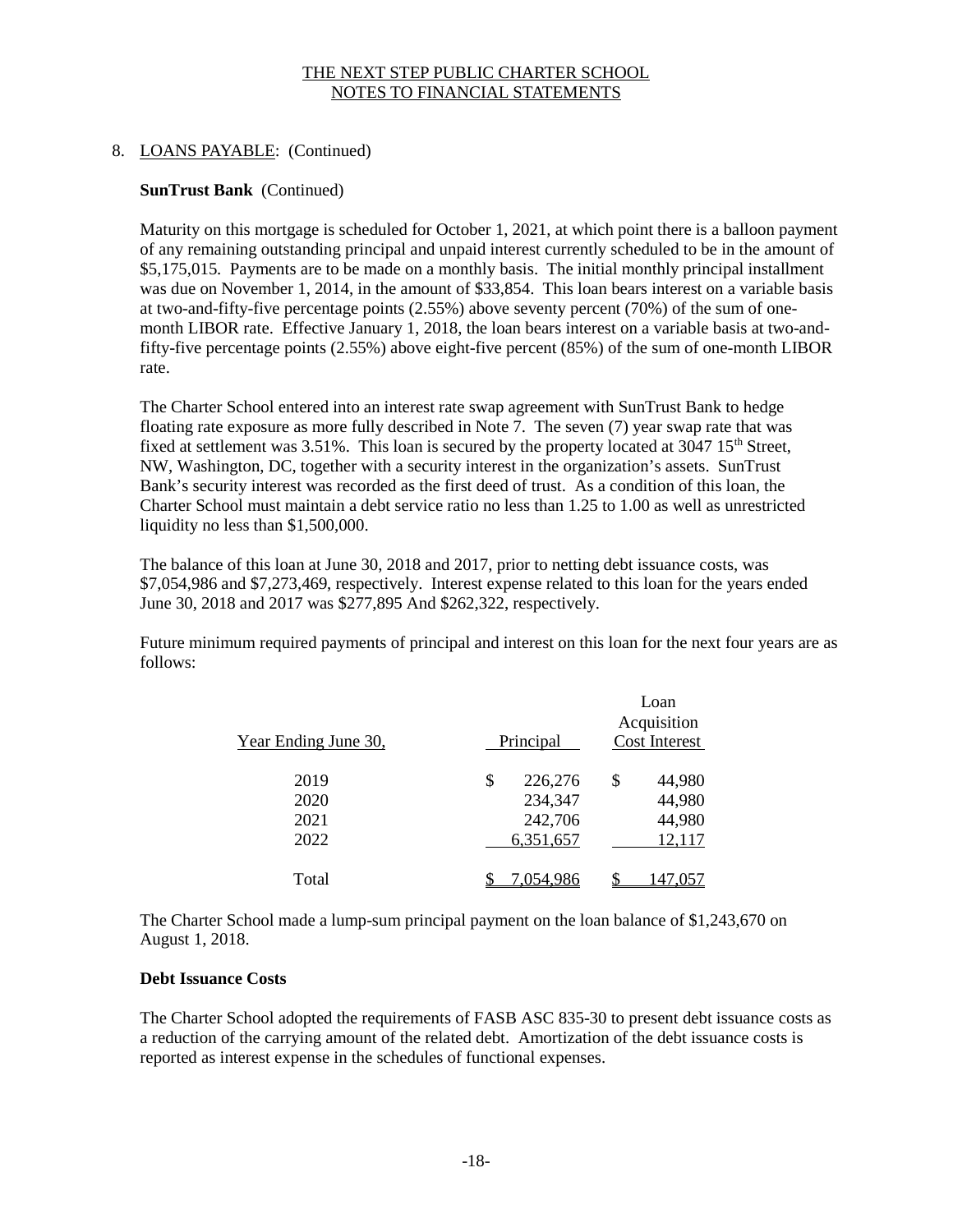THE NEXT STEP PUBLIC CHARTER SCHOOL
NOTES TO FINANCIAL STATEMENTS

8. LOANS PAYABLE: (Continued)

**SunTrust Bank** (Continued)

Maturity on this mortgage is scheduled for October 1, 2021, at which point there is a balloon payment of any remaining outstanding principal and unpaid interest currently scheduled to be in the amount of \$5,175,015. Payments are to be made on a monthly basis. The initial monthly principal installment was due on November 1, 2014, in the amount of \$33,854. This loan bears interest on a variable basis at two-and-fifty-five percentage points (2.55%) above seventy percent (70%) of the sum of one-month LIBOR rate. Effective January 1, 2018, the loan bears interest on a variable basis at two-and-fifty-five percentage points (2.55%) above eight-five percent (85%) of the sum of one-month LIBOR rate.

The Charter School entered into an interest rate swap agreement with SunTrust Bank to hedge floating rate exposure as more fully described in Note 7. The seven (7) year swap rate that was fixed at settlement was 3.51%. This loan is secured by the property located at 3047 15th Street, NW, Washington, DC, together with a security interest in the organization's assets. SunTrust Bank's security interest was recorded as the first deed of trust. As a condition of this loan, the Charter School must maintain a debt service ratio no less than 1.25 to 1.00 as well as unrestricted liquidity no less than \$1,500,000.

The balance of this loan at June 30, 2018 and 2017, prior to netting debt issuance costs, was \$7,054,986 and \$7,273,469, respectively. Interest expense related to this loan for the years ended June 30, 2018 and 2017 was \$277,895 And \$262,322, respectively.

Future minimum required payments of principal and interest on this loan for the next four years are as follows:

| Year Ending June 30, | Principal | Loan Acquisition Cost Interest |
|---|---|---|
| 2019 | \$ 226,276 | \$ 44,980 |
| 2020 | 234,347 | 44,980 |
| 2021 | 242,706 | 44,980 |
| 2022 | 6,351,657 | 12,117 |
| Total | \$ 7,054,986 | \$ 147,057 |

The Charter School made a lump-sum principal payment on the loan balance of \$1,243,670 on August 1, 2018.

**Debt Issuance Costs**

The Charter School adopted the requirements of FASB ASC 835-30 to present debt issuance costs as a reduction of the carrying amount of the related debt. Amortization of the debt issuance costs is reported as interest expense in the schedules of functional expenses.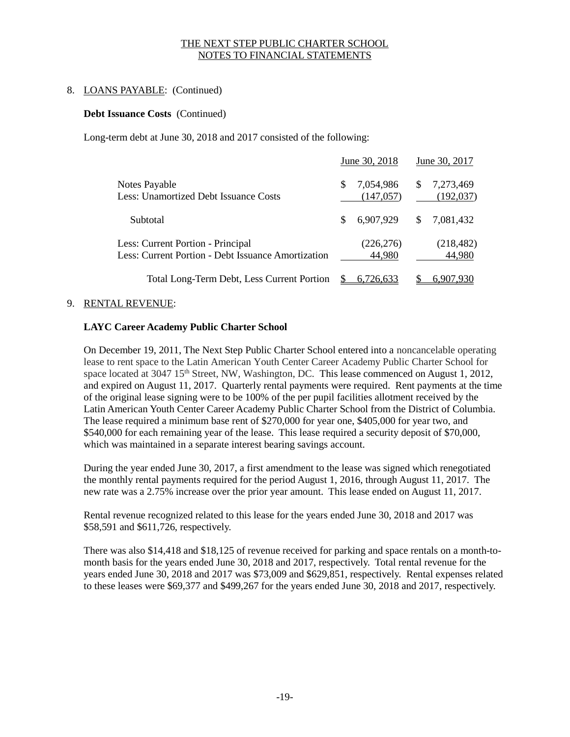## 8. LOANS PAYABLE: (Continued)

### Debt Issuance Costs (Continued)

Long-term debt at June 30, 2018 and 2017 consisted of the following:

| | June 30, 2018 | June 30, 2017 |
|---|---|---|
| Notes Payable | $ 7,054,986 | $ 7,273,469 |
| Less: Unamortized Debt Issuance Costs | (147,057) | (192,037) |
| Subtotal | $ 6,907,929 | $ 7,081,432 |
| Less: Current Portion - Principal | (226,276) | (218,482) |
| Less: Current Portion - Debt Issuance Amortization | 44,980 | 44,980 |
| Total Long-Term Debt, Less Current Portion | $ 6,726,633 | $ 6,907,930 |

## 9. RENTAL REVENUE:

### LAYC Career Academy Public Charter School

On December 19, 2011, The Next Step Public Charter School entered into a noncancelable operating lease to rent space to the Latin American Youth Center Career Academy Public Charter School for space located at 3047 15th Street, NW, Washington, DC. This lease commenced on August 1, 2012, and expired on August 11, 2017. Quarterly rental payments were required. Rent payments at the time of the original lease signing were to be 100% of the per pupil facilities allotment received by the Latin American Youth Center Career Academy Public Charter School from the District of Columbia. The lease required a minimum base rent of $270,000 for year one, $405,000 for year two, and $540,000 for each remaining year of the lease. This lease required a security deposit of $70,000, which was maintained in a separate interest bearing savings account.

During the year ended June 30, 2017, a first amendment to the lease was signed which renegotiated the monthly rental payments required for the period August 1, 2016, through August 11, 2017. The new rate was a 2.75% increase over the prior year amount. This lease ended on August 11, 2017.

Rental revenue recognized related to this lease for the years ended June 30, 2018 and 2017 was $58,591 and $611,726, respectively.

There was also $14,418 and $18,125 of revenue received for parking and space rentals on a month-to-month basis for the years ended June 30, 2018 and 2017, respectively. Total rental revenue for the years ended June 30, 2018 and 2017 was $73,009 and $629,851, respectively. Rental expenses related to these leases were $69,377 and $499,267 for the years ended June 30, 2018 and 2017, respectively.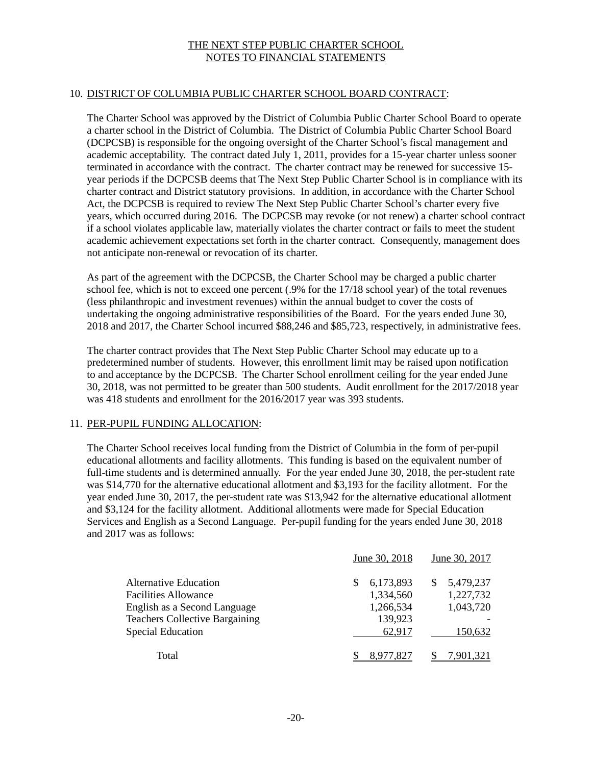THE NEXT STEP PUBLIC CHARTER SCHOOL
NOTES TO FINANCIAL STATEMENTS

## 10. DISTRICT OF COLUMBIA PUBLIC CHARTER SCHOOL BOARD CONTRACT:

The Charter School was approved by the District of Columbia Public Charter School Board to operate a charter school in the District of Columbia. The District of Columbia Public Charter School Board (DCPCSB) is responsible for the ongoing oversight of the Charter School's fiscal management and academic acceptability. The contract dated July 1, 2011, provides for a 15-year charter unless sooner terminated in accordance with the contract. The charter contract may be renewed for successive 15-year periods if the DCPCSB deems that The Next Step Public Charter School is in compliance with its charter contract and District statutory provisions. In addition, in accordance with the Charter School Act, the DCPCSB is required to review The Next Step Public Charter School's charter every five years, which occurred during 2016. The DCPCSB may revoke (or not renew) a charter school contract if a school violates applicable law, materially violates the charter contract or fails to meet the student academic achievement expectations set forth in the charter contract. Consequently, management does not anticipate non-renewal or revocation of its charter.

As part of the agreement with the DCPCSB, the Charter School may be charged a public charter school fee, which is not to exceed one percent (.9% for the 17/18 school year) of the total revenues (less philanthropic and investment revenues) within the annual budget to cover the costs of undertaking the ongoing administrative responsibilities of the Board. For the years ended June 30, 2018 and 2017, the Charter School incurred \$88,246 and \$85,723, respectively, in administrative fees.

The charter contract provides that The Next Step Public Charter School may educate up to a predetermined number of students. However, this enrollment limit may be raised upon notification to and acceptance by the DCPCSB. The Charter School enrollment ceiling for the year ended June 30, 2018, was not permitted to be greater than 500 students. Audit enrollment for the 2017/2018 year was 418 students and enrollment for the 2016/2017 year was 393 students.

## 11. PER-PUPIL FUNDING ALLOCATION:

The Charter School receives local funding from the District of Columbia in the form of per-pupil educational allotments and facility allotments. This funding is based on the equivalent number of full-time students and is determined annually. For the year ended June 30, 2018, the per-student rate was \$14,770 for the alternative educational allotment and \$3,193 for the facility allotment. For the year ended June 30, 2017, the per-student rate was \$13,942 for the alternative educational allotment and \$3,124 for the facility allotment. Additional allotments were made for Special Education Services and English as a Second Language. Per-pupil funding for the years ended June 30, 2018 and 2017 was as follows:

| | June 30, 2018 | June 30, 2017 |
|---|---|---|
| Alternative Education | \$ 6,173,893 | \$ 5,479,237 |
| Facilities Allowance | 1,334,560 | 1,227,732 |
| English as a Second Language | 1,266,534 | 1,043,720 |
| Teachers Collective Bargaining | 139,923 | - |
| Special Education | 62,917 | 150,632 |
| Total | \$ 8,977,827 | \$ 7,901,321 |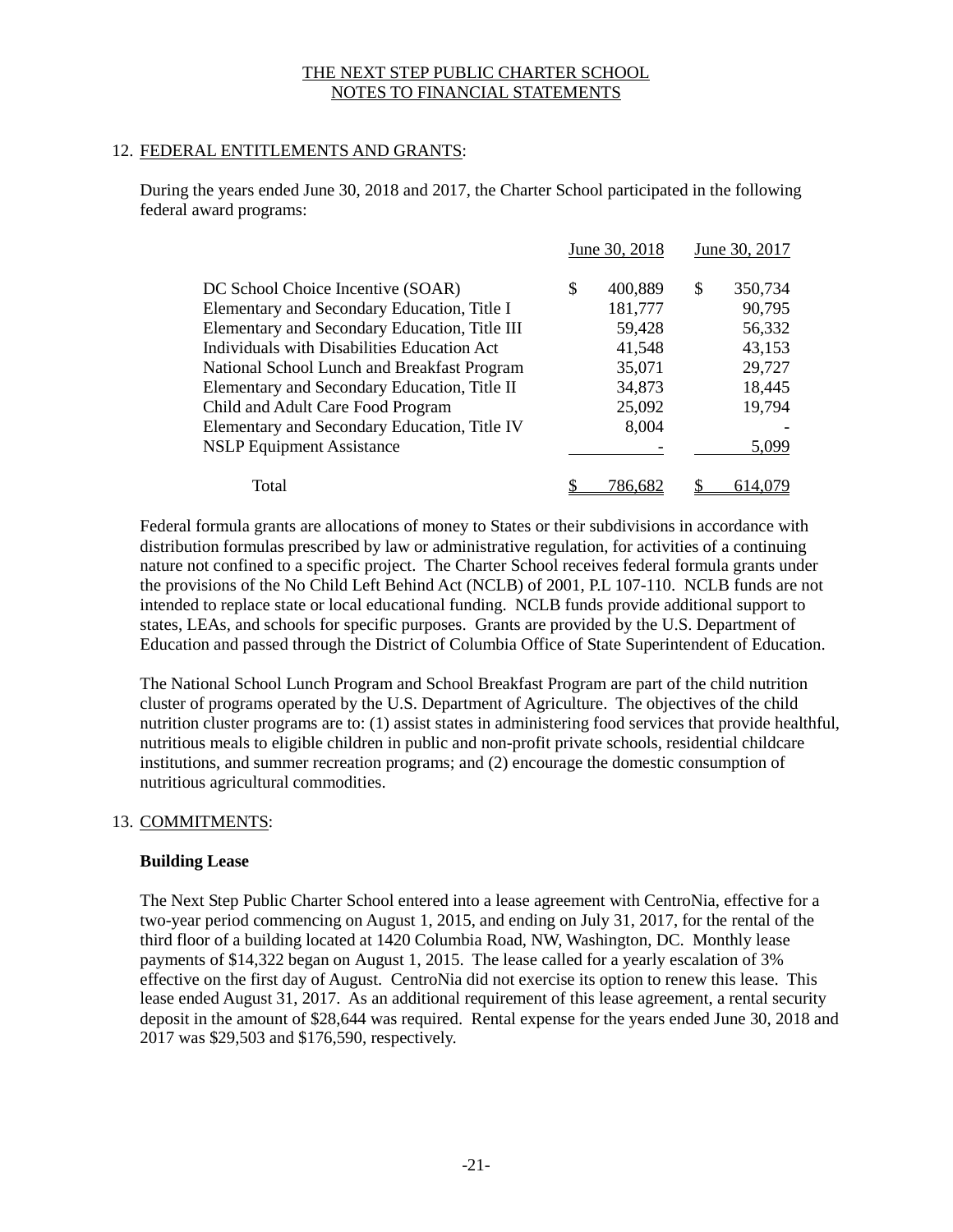THE NEXT STEP PUBLIC CHARTER SCHOOL
NOTES TO FINANCIAL STATEMENTS

12. FEDERAL ENTITLEMENTS AND GRANTS:

During the years ended June 30, 2018 and 2017, the Charter School participated in the following federal award programs:

| | June 30, 2018 | June 30, 2017 |
|---|---|---|
| DC School Choice Incentive (SOAR) | $ 400,889 | $ 350,734 |
| Elementary and Secondary Education, Title I | 181,777 | 90,795 |
| Elementary and Secondary Education, Title III | 59,428 | 56,332 |
| Individuals with Disabilities Education Act | 41,548 | 43,153 |
| National School Lunch and Breakfast Program | 35,071 | 29,727 |
| Elementary and Secondary Education, Title II | 34,873 | 18,445 |
| Child and Adult Care Food Program | 25,092 | 19,794 |
| Elementary and Secondary Education, Title IV | 8,004 | - |
| NSLP Equipment Assistance | - | 5,099 |
| Total | $ 786,682 | $ 614,079 |

Federal formula grants are allocations of money to States or their subdivisions in accordance with distribution formulas prescribed by law or administrative regulation, for activities of a continuing nature not confined to a specific project. The Charter School receives federal formula grants under the provisions of the No Child Left Behind Act (NCLB) of 2001, P.L 107-110. NCLB funds are not intended to replace state or local educational funding. NCLB funds provide additional support to states, LEAs, and schools for specific purposes. Grants are provided by the U.S. Department of Education and passed through the District of Columbia Office of State Superintendent of Education.

The National School Lunch Program and School Breakfast Program are part of the child nutrition cluster of programs operated by the U.S. Department of Agriculture. The objectives of the child nutrition cluster programs are to: (1) assist states in administering food services that provide healthful, nutritious meals to eligible children in public and non-profit private schools, residential childcare institutions, and summer recreation programs; and (2) encourage the domestic consumption of nutritious agricultural commodities.

13. COMMITMENTS:

**Building Lease**

The Next Step Public Charter School entered into a lease agreement with CentroNia, effective for a two-year period commencing on August 1, 2015, and ending on July 31, 2017, for the rental of the third floor of a building located at 1420 Columbia Road, NW, Washington, DC. Monthly lease payments of $14,322 began on August 1, 2015. The lease called for a yearly escalation of 3% effective on the first day of August. CentroNia did not exercise its option to renew this lease. This lease ended August 31, 2017. As an additional requirement of this lease agreement, a rental security deposit in the amount of $28,644 was required. Rental expense for the years ended June 30, 2018 and 2017 was $29,503 and $176,590, respectively.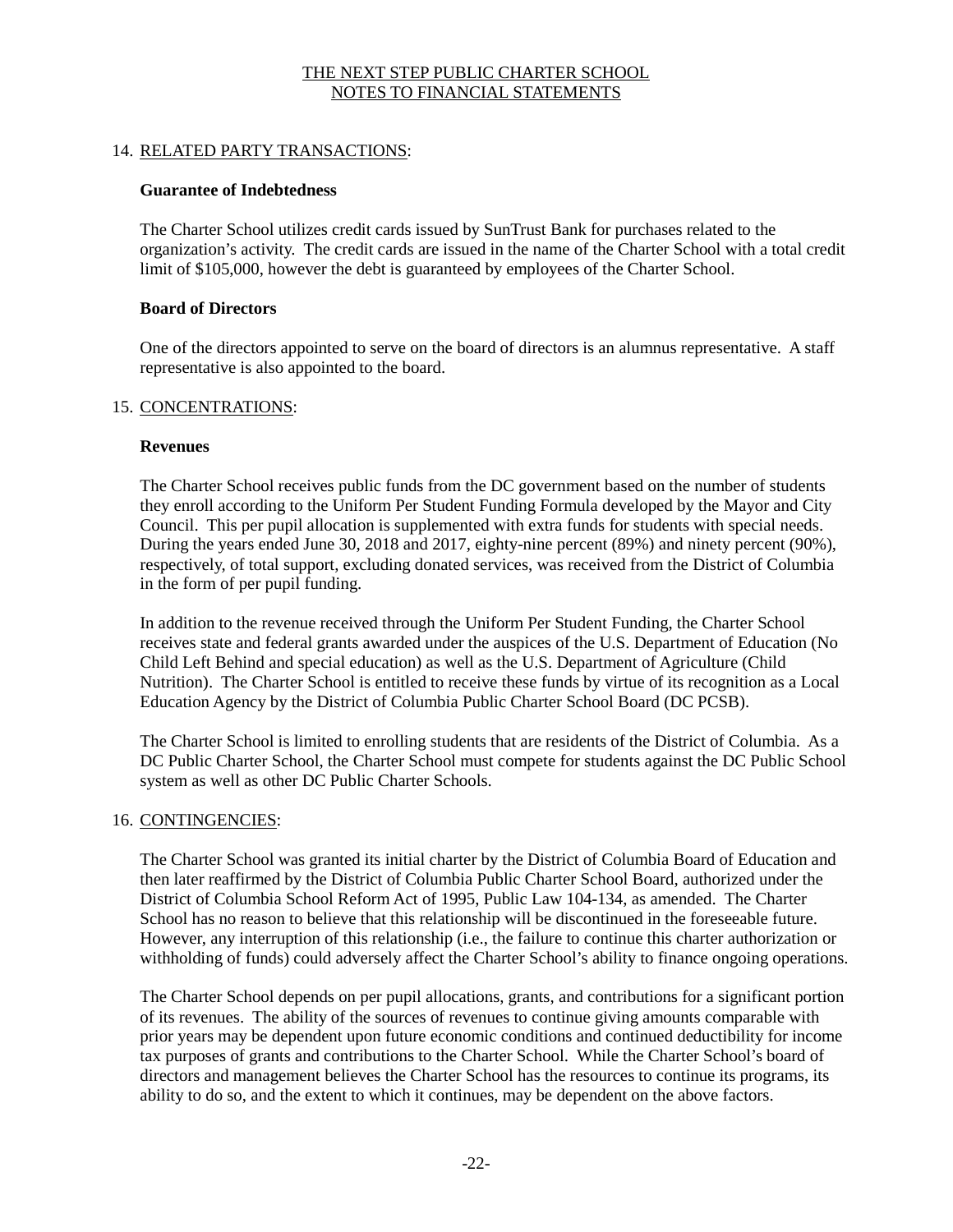## 14. RELATED PARTY TRANSACTIONS:

### Guarantee of Indebtedness

The Charter School utilizes credit cards issued by SunTrust Bank for purchases related to the organization's activity. The credit cards are issued in the name of the Charter School with a total credit limit of $105,000, however the debt is guaranteed by employees of the Charter School.

### Board of Directors

One of the directors appointed to serve on the board of directors is an alumnus representative. A staff representative is also appointed to the board.

## 15. CONCENTRATIONS:

### Revenues

The Charter School receives public funds from the DC government based on the number of students they enroll according to the Uniform Per Student Funding Formula developed by the Mayor and City Council. This per pupil allocation is supplemented with extra funds for students with special needs. During the years ended June 30, 2018 and 2017, eighty-nine percent (89%) and ninety percent (90%), respectively, of total support, excluding donated services, was received from the District of Columbia in the form of per pupil funding.

In addition to the revenue received through the Uniform Per Student Funding, the Charter School receives state and federal grants awarded under the auspices of the U.S. Department of Education (No Child Left Behind and special education) as well as the U.S. Department of Agriculture (Child Nutrition). The Charter School is entitled to receive these funds by virtue of its recognition as a Local Education Agency by the District of Columbia Public Charter School Board (DC PCSB).

The Charter School is limited to enrolling students that are residents of the District of Columbia. As a DC Public Charter School, the Charter School must compete for students against the DC Public School system as well as other DC Public Charter Schools.

## 16. CONTINGENCIES:

The Charter School was granted its initial charter by the District of Columbia Board of Education and then later reaffirmed by the District of Columbia Public Charter School Board, authorized under the District of Columbia School Reform Act of 1995, Public Law 104-134, as amended. The Charter School has no reason to believe that this relationship will be discontinued in the foreseeable future. However, any interruption of this relationship (i.e., the failure to continue this charter authorization or withholding of funds) could adversely affect the Charter School's ability to finance ongoing operations.

The Charter School depends on per pupil allocations, grants, and contributions for a significant portion of its revenues. The ability of the sources of revenues to continue giving amounts comparable with prior years may be dependent upon future economic conditions and continued deductibility for income tax purposes of grants and contributions to the Charter School. While the Charter School's board of directors and management believes the Charter School has the resources to continue its programs, its ability to do so, and the extent to which it continues, may be dependent on the above factors.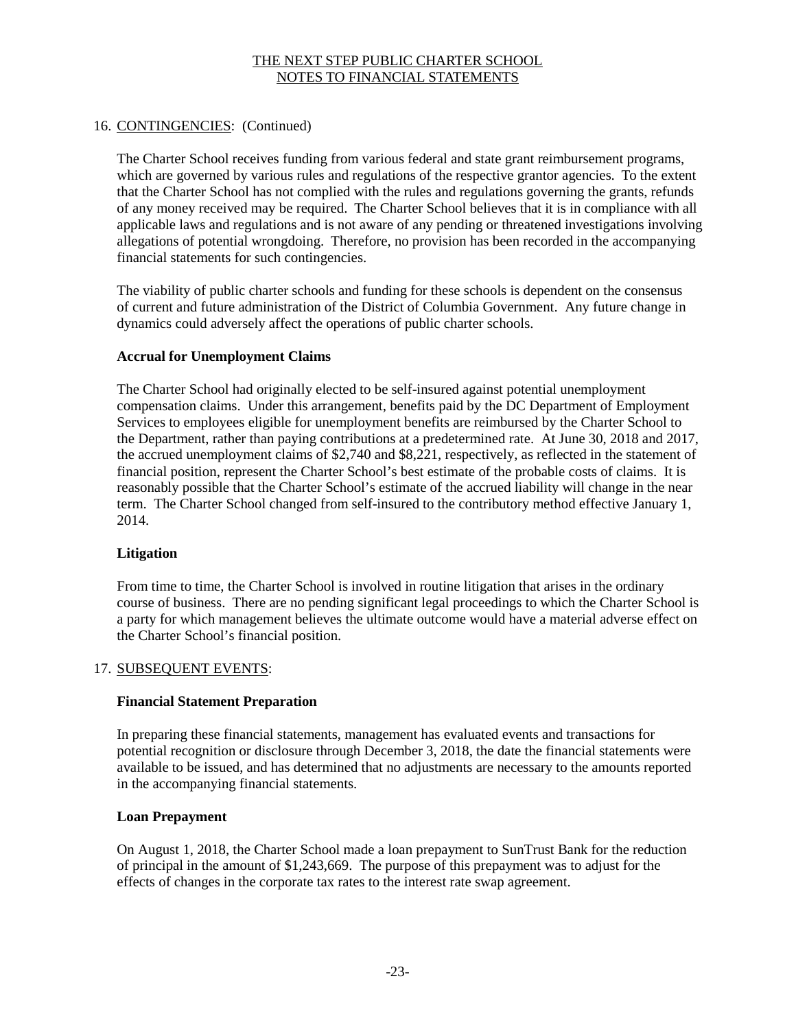## 16. CONTINGENCIES: (Continued)

The Charter School receives funding from various federal and state grant reimbursement programs, which are governed by various rules and regulations of the respective grantor agencies. To the extent that the Charter School has not complied with the rules and regulations governing the grants, refunds of any money received may be required. The Charter School believes that it is in compliance with all applicable laws and regulations and is not aware of any pending or threatened investigations involving allegations of potential wrongdoing. Therefore, no provision has been recorded in the accompanying financial statements for such contingencies.

The viability of public charter schools and funding for these schools is dependent on the consensus of current and future administration of the District of Columbia Government. Any future change in dynamics could adversely affect the operations of public charter schools.

### Accrual for Unemployment Claims

The Charter School had originally elected to be self-insured against potential unemployment compensation claims. Under this arrangement, benefits paid by the DC Department of Employment Services to employees eligible for unemployment benefits are reimbursed by the Charter School to the Department, rather than paying contributions at a predetermined rate. At June 30, 2018 and 2017, the accrued unemployment claims of $2,740 and $8,221, respectively, as reflected in the statement of financial position, represent the Charter School's best estimate of the probable costs of claims. It is reasonably possible that the Charter School's estimate of the accrued liability will change in the near term. The Charter School changed from self-insured to the contributory method effective January 1, 2014.

### Litigation

From time to time, the Charter School is involved in routine litigation that arises in the ordinary course of business. There are no pending significant legal proceedings to which the Charter School is a party for which management believes the ultimate outcome would have a material adverse effect on the Charter School's financial position.

## 17. SUBSEQUENT EVENTS:

### Financial Statement Preparation

In preparing these financial statements, management has evaluated events and transactions for potential recognition or disclosure through December 3, 2018, the date the financial statements were available to be issued, and has determined that no adjustments are necessary to the amounts reported in the accompanying financial statements.

### Loan Prepayment

On August 1, 2018, the Charter School made a loan prepayment to SunTrust Bank for the reduction of principal in the amount of $1,243,669. The purpose of this prepayment was to adjust for the effects of changes in the corporate tax rates to the interest rate swap agreement.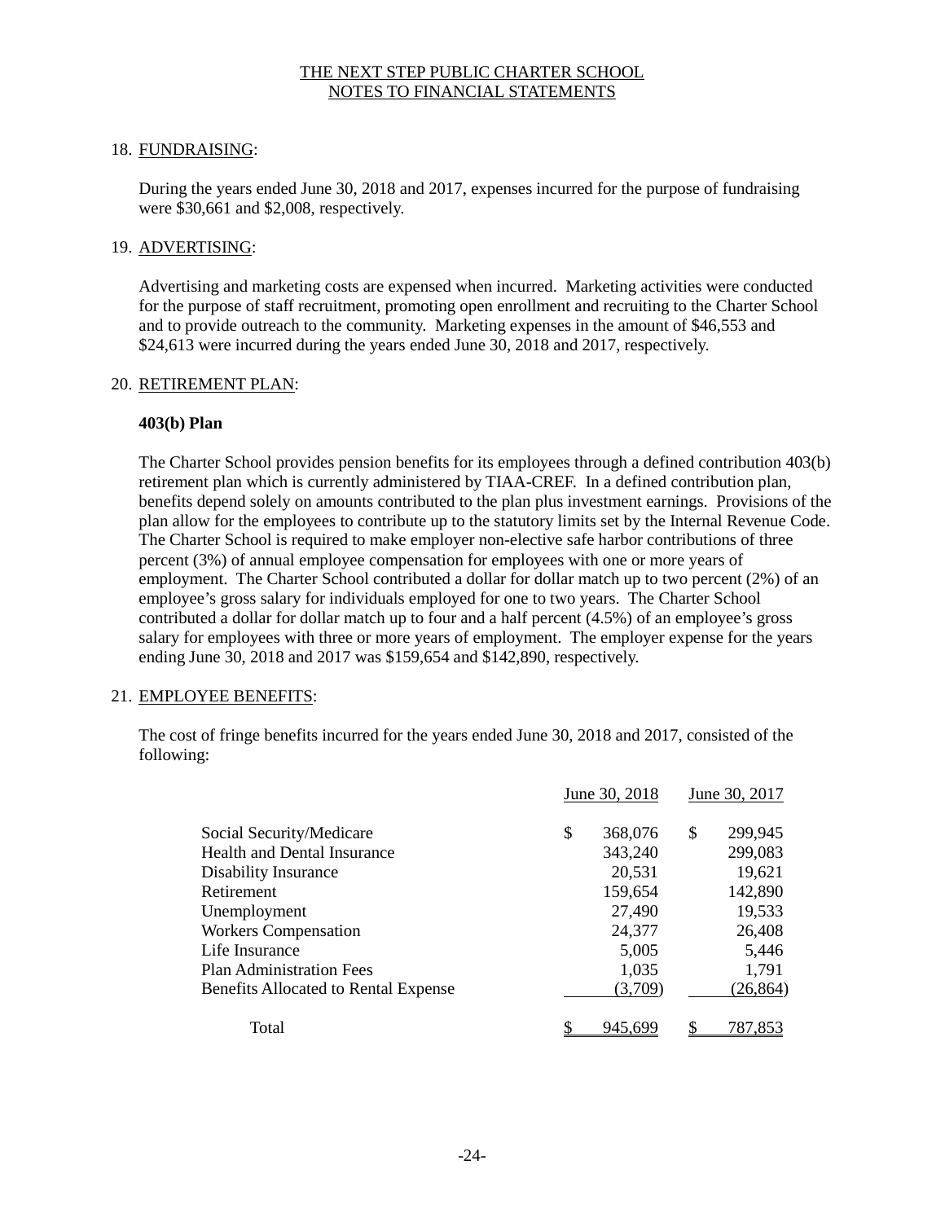THE NEXT STEP PUBLIC CHARTER SCHOOL
NOTES TO FINANCIAL STATEMENTS

18. FUNDRAISING:

During the years ended June 30, 2018 and 2017, expenses incurred for the purpose of fundraising were $30,661 and $2,008, respectively.

19. ADVERTISING:

Advertising and marketing costs are expensed when incurred. Marketing activities were conducted for the purpose of staff recruitment, promoting open enrollment and recruiting to the Charter School and to provide outreach to the community. Marketing expenses in the amount of $46,553 and $24,613 were incurred during the years ended June 30, 2018 and 2017, respectively.

20. RETIREMENT PLAN:

**403(b) Plan**

The Charter School provides pension benefits for its employees through a defined contribution 403(b) retirement plan which is currently administered by TIAA-CREF. In a defined contribution plan, benefits depend solely on amounts contributed to the plan plus investment earnings. Provisions of the plan allow for the employees to contribute up to the statutory limits set by the Internal Revenue Code. The Charter School is required to make employer non-elective safe harbor contributions of three percent (3%) of annual employee compensation for employees with one or more years of employment. The Charter School contributed a dollar for dollar match up to two percent (2%) of an employee's gross salary for individuals employed for one to two years. The Charter School contributed a dollar for dollar match up to four and a half percent (4.5%) of an employee's gross salary for employees with three or more years of employment. The employer expense for the years ending June 30, 2018 and 2017 was $159,654 and $142,890, respectively.

21. EMPLOYEE BENEFITS:

The cost of fringe benefits incurred for the years ended June 30, 2018 and 2017, consisted of the following:

| | June 30, 2018 | June 30, 2017 |
|---|---|---|
| Social Security/Medicare | $ 368,076 | $ 299,945 |
| Health and Dental Insurance | 343,240 | 299,083 |
| Disability Insurance | 20,531 | 19,621 |
| Retirement | 159,654 | 142,890 |
| Unemployment | 27,490 | 19,533 |
| Workers Compensation | 24,377 | 26,408 |
| Life Insurance | 5,005 | 5,446 |
| Plan Administration Fees | 1,035 | 1,791 |
| Benefits Allocated to Rental Expense | (3,709) | (26,864) |
| Total | $ 945,699 | $ 787,853 |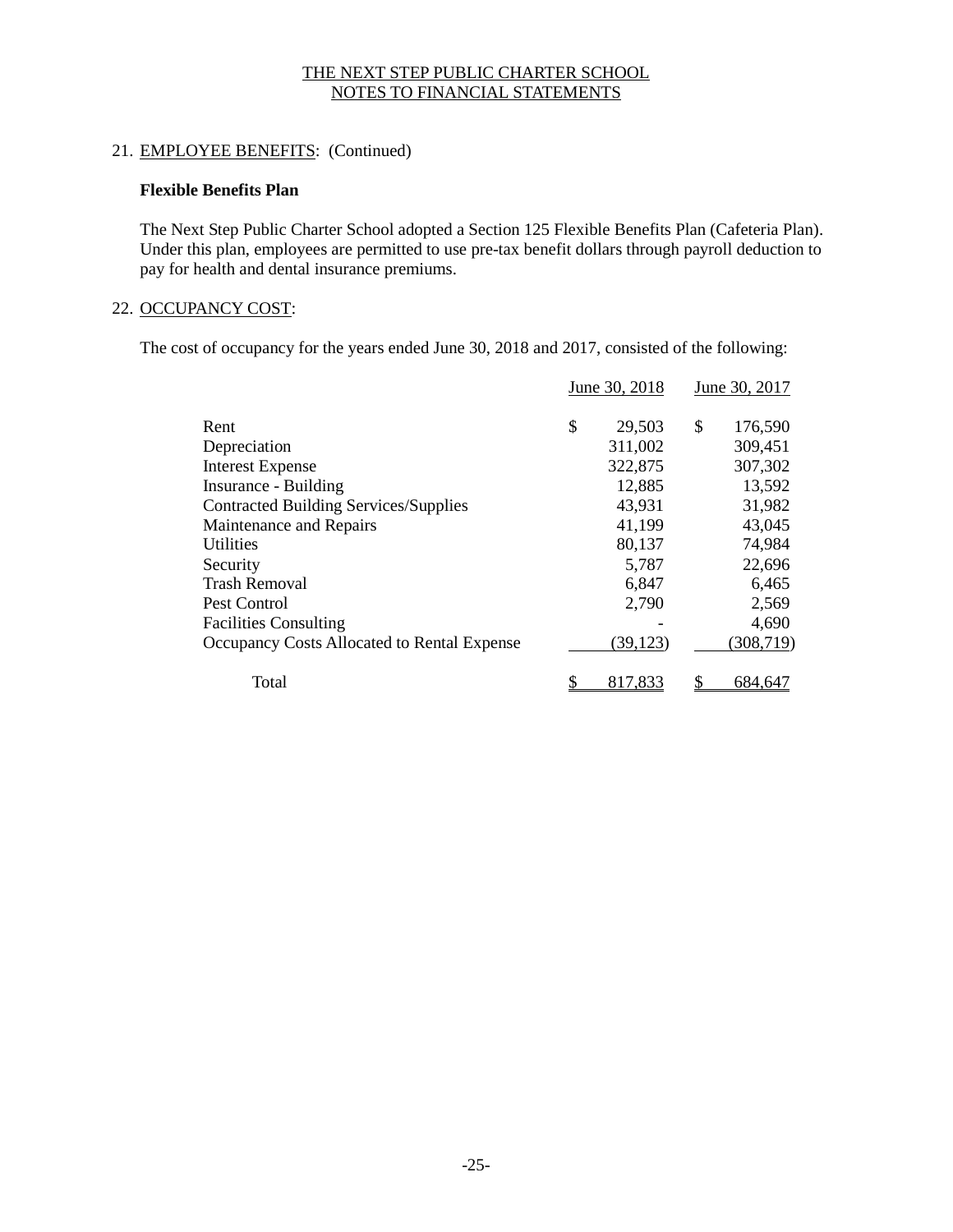THE NEXT STEP PUBLIC CHARTER SCHOOL
NOTES TO FINANCIAL STATEMENTS

21. EMPLOYEE BENEFITS: (Continued)

**Flexible Benefits Plan**

The Next Step Public Charter School adopted a Section 125 Flexible Benefits Plan (Cafeteria Plan). Under this plan, employees are permitted to use pre-tax benefit dollars through payroll deduction to pay for health and dental insurance premiums.

22. OCCUPANCY COST:

The cost of occupancy for the years ended June 30, 2018 and 2017, consisted of the following:

| | June 30, 2018 | June 30, 2017 |
|---|---|---|
| Rent | $ 29,503 | $ 176,590 |
| Depreciation | 311,002 | 309,451 |
| Interest Expense | 322,875 | 307,302 |
| Insurance - Building | 12,885 | 13,592 |
| Contracted Building Services/Supplies | 43,931 | 31,982 |
| Maintenance and Repairs | 41,199 | 43,045 |
| Utilities | 80,137 | 74,984 |
| Security | 5,787 | 22,696 |
| Trash Removal | 6,847 | 6,465 |
| Pest Control | 2,790 | 2,569 |
| Facilities Consulting | - | 4,690 |
| Occupancy Costs Allocated to Rental Expense | (39,123) | (308,719) |
| Total | $ 817,833 | $ 684,647 |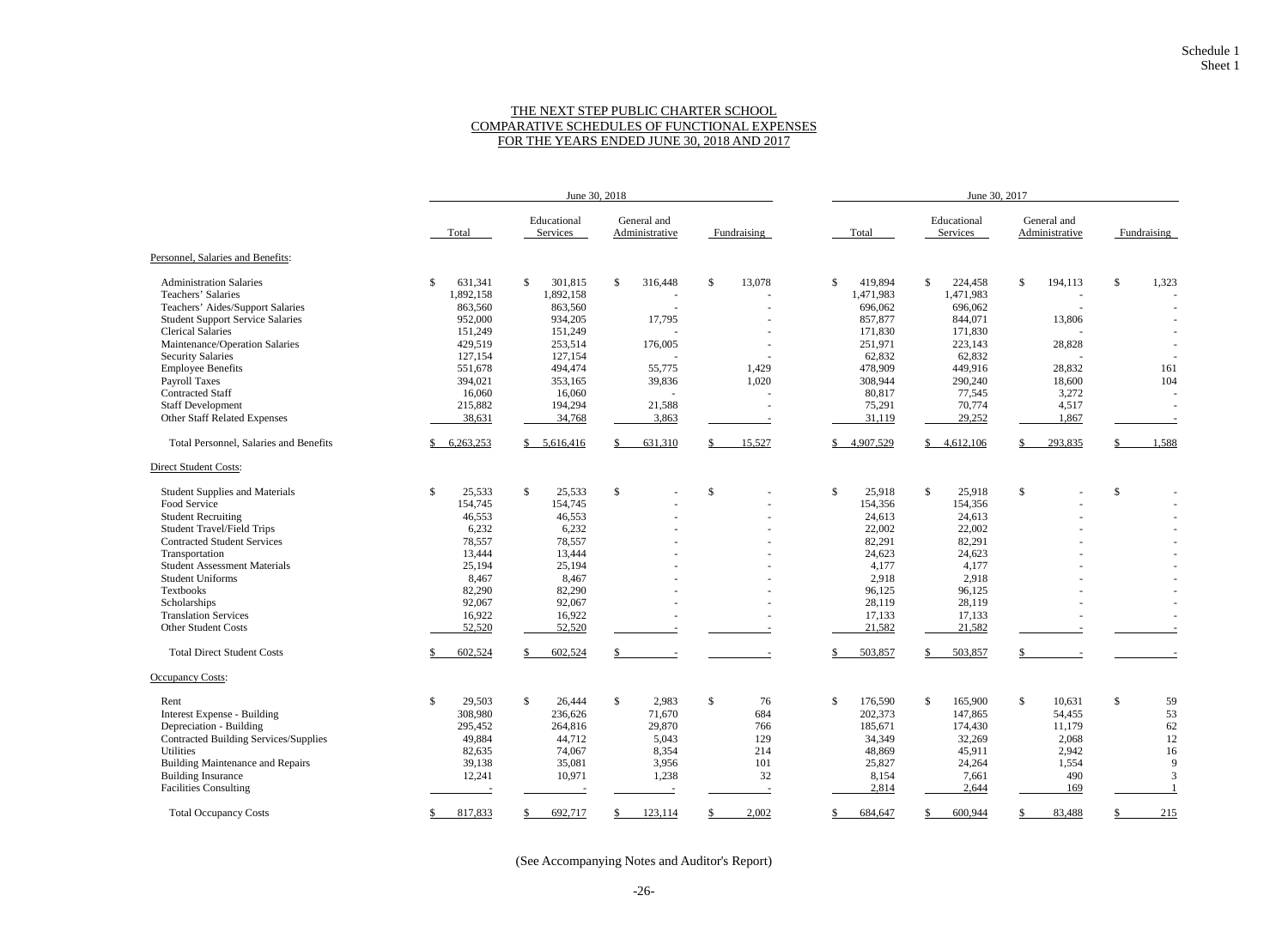Schedule 1
Sheet 1

# THE NEXT STEP PUBLIC CHARTER SCHOOL
## COMPARATIVE SCHEDULES OF FUNCTIONAL EXPENSES
### FOR THE YEARS ENDED JUNE 30, 2018 AND 2017

| | June 30, 2018 | | | | June 30, 2017 | | | |
|---|---|---|---|---|---|---|---|---|
| | Total | Educational Services | General and Administrative | Fundraising | Total | Educational Services | General and Administrative | Fundraising |
| **Personnel, Salaries and Benefits:** | | | | | | | | |
| Administration Salaries | $ 631,341 | $ 301,815 | $ 316,448 | $ 13,078 | $ 419,894 | $ 224,458 | $ 194,113 | $ 1,323 |
| Teachers' Salaries | 1,892,158 | 1,892,158 | - | - | 1,471,983 | 1,471,983 | - | - |
| Teachers' Aides/Support Salaries | 863,560 | 863,560 | - | - | 696,062 | 696,062 | - | - |
| Student Support Service Salaries | 952,000 | 934,205 | 17,795 | - | 857,877 | 844,071 | 13,806 | - |
| Clerical Salaries | 151,249 | 151,249 | - | - | 171,830 | 171,830 | - | - |
| Maintenance/Operation Salaries | 429,519 | 253,514 | 176,005 | - | 251,971 | 223,143 | 28,828 | - |
| Security Salaries | 127,154 | 127,154 | - | - | 62,832 | 62,832 | - | - |
| Employee Benefits | 551,678 | 494,474 | 55,775 | 1,429 | 478,909 | 449,916 | 28,832 | 161 |
| Payroll Taxes | 394,021 | 353,165 | 39,836 | 1,020 | 308,944 | 290,240 | 18,600 | 104 |
| Contracted Staff | 16,060 | 16,060 | - | - | 80,817 | 77,545 | 3,272 | - |
| Staff Development | 215,882 | 194,294 | 21,588 | - | 75,291 | 70,774 | 4,517 | - |
| Other Staff Related Expenses | 38,631 | 34,768 | 3,863 | - | 31,119 | 29,252 | 1,867 | - |
| Total Personnel, Salaries and Benefits | $ 6,263,253 | $ 5,616,416 | $ 631,310 | $ 15,527 | $ 4,907,529 | $ 4,612,106 | $ 293,835 | $ 1,588 |
| **Direct Student Costs:** | | | | | | | | |
| Student Supplies and Materials | $ 25,533 | $ 25,533 | $ - | $ - | $ 25,918 | $ 25,918 | $ - | $ - |
| Food Service | 154,745 | 154,745 | - | - | 154,356 | 154,356 | - | - |
| Student Recruiting | 46,553 | 46,553 | - | - | 24,613 | 24,613 | - | - |
| Student Travel/Field Trips | 6,232 | 6,232 | - | - | 22,002 | 22,002 | - | - |
| Contracted Student Services | 78,557 | 78,557 | - | - | 82,291 | 82,291 | - | - |
| Transportation | 13,444 | 13,444 | - | - | 24,623 | 24,623 | - | - |
| Student Assessment Materials | 25,194 | 25,194 | - | - | 4,177 | 4,177 | - | - |
| Student Uniforms | 8,467 | 8,467 | - | - | 2,918 | 2,918 | - | - |
| Textbooks | 82,290 | 82,290 | - | - | 96,125 | 96,125 | - | - |
| Scholarships | 92,067 | 92,067 | - | - | 28,119 | 28,119 | - | - |
| Translation Services | 16,922 | 16,922 | - | - | 17,133 | 17,133 | - | - |
| Other Student Costs | 52,520 | 52,520 | - | - | 21,582 | 21,582 | - | - |
| Total Direct Student Costs | $ 602,524 | $ 602,524 | $ - | - | $ 503,857 | $ 503,857 | $ - | - |
| **Occupancy Costs:** | | | | | | | | |
| Rent | $ 29,503 | $ 26,444 | $ 2,983 | $ 76 | $ 176,590 | $ 165,900 | $ 10,631 | $ 59 |
| Interest Expense - Building | 308,980 | 236,626 | 71,670 | 684 | 202,373 | 147,865 | 54,455 | 53 |
| Depreciation - Building | 295,452 | 264,816 | 29,870 | 766 | 185,671 | 174,430 | 11,179 | 62 |
| Contracted Building Services/Supplies | 49,884 | 44,712 | 5,043 | 129 | 34,349 | 32,269 | 2,068 | 12 |
| Utilities | 82,635 | 74,067 | 8,354 | 214 | 48,869 | 45,911 | 2,942 | 16 |
| Building Maintenance and Repairs | 39,138 | 35,081 | 3,956 | 101 | 25,827 | 24,264 | 1,554 | 9 |
| Building Insurance | 12,241 | 10,971 | 1,238 | 32 | 8,154 | 7,661 | 490 | 3 |
| Facilities Consulting | - | - | - | - | 2,814 | 2,644 | 169 | 1 |
| Total Occupancy Costs | $ 817,833 | $ 692,717 | $ 123,114 | $ 2,002 | $ 684,647 | $ 600,944 | $ 83,488 | $ 215 |

(See Accompanying Notes and Auditor's Report)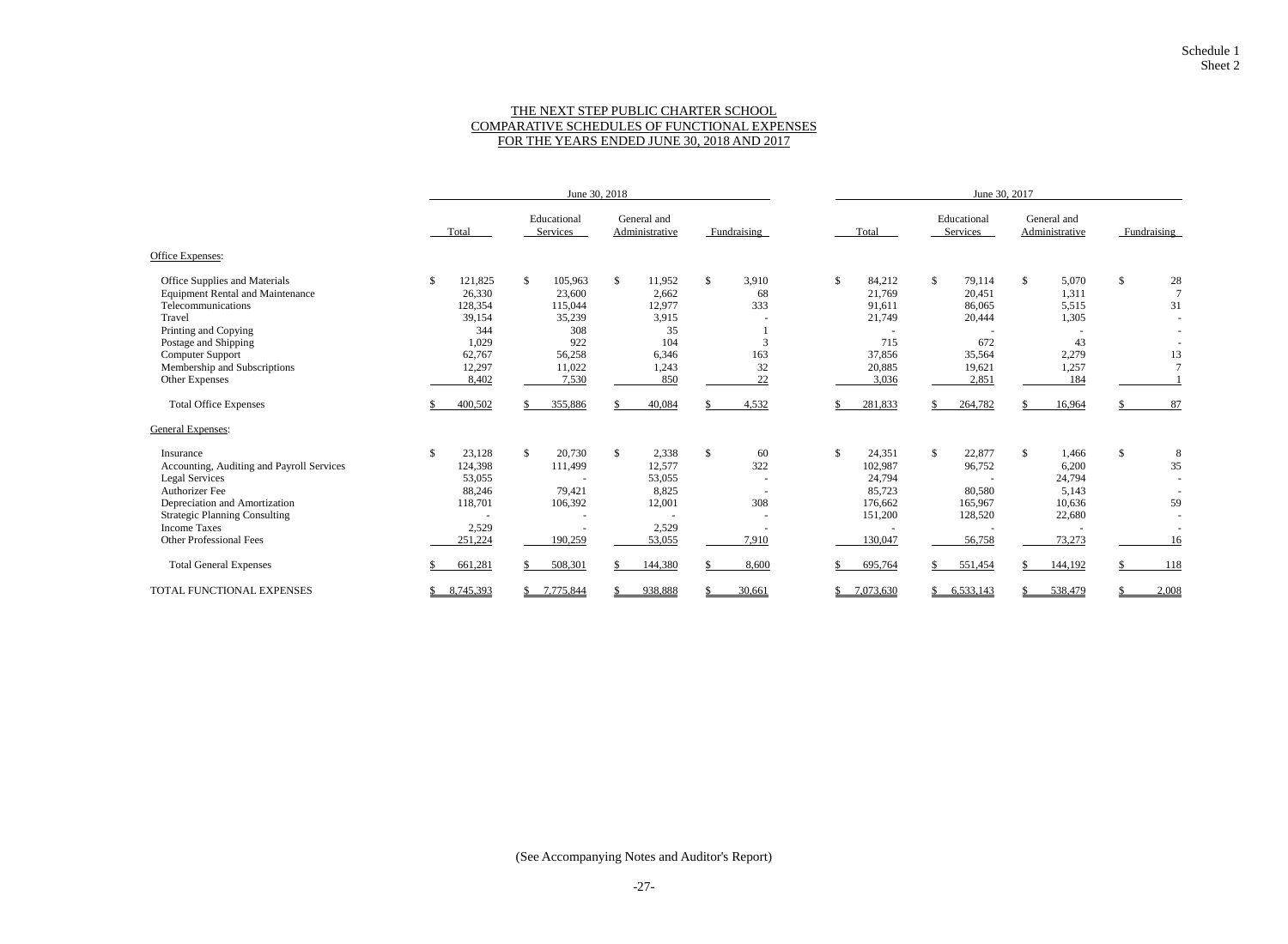Schedule 1
Sheet 2

# THE NEXT STEP PUBLIC CHARTER SCHOOL
## COMPARATIVE SCHEDULES OF FUNCTIONAL EXPENSES
## FOR THE YEARS ENDED JUNE 30, 2018 AND 2017

| | June 30, 2018 | | | | June 30, 2017 | | | |
|---|---|---|---|---|---|---|---|---|
| | Total | Educational Services | General and Administrative | Fundraising | Total | Educational Services | General and Administrative | Fundraising |
| Office Expenses: | | | | | | | | |
| Office Supplies and Materials | $ 121,825 | $ 105,963 | $ 11,952 | $ 3,910 | $ 84,212 | $ 79,114 | $ 5,070 | $ 28 |
| Equipment Rental and Maintenance | 26,330 | 23,600 | 2,662 | 68 | 21,769 | 20,451 | 1,311 | 7 |
| Telecommunications | 128,354 | 115,044 | 12,977 | 333 | 91,611 | 86,065 | 5,515 | 31 |
| Travel | 39,154 | 35,239 | 3,915 | - | 21,749 | 20,444 | 1,305 | - |
| Printing and Copying | 344 | 308 | 35 | 1 | - | - | - | - |
| Postage and Shipping | 1,029 | 922 | 104 | 3 | 715 | 672 | 43 | - |
| Computer Support | 62,767 | 56,258 | 6,346 | 163 | 37,856 | 35,564 | 2,279 | 13 |
| Membership and Subscriptions | 12,297 | 11,022 | 1,243 | 32 | 20,885 | 19,621 | 1,257 | 7 |
| Other Expenses | 8,402 | 7,530 | 850 | 22 | 3,036 | 2,851 | 184 | 1 |
| Total Office Expenses | $ 400,502 | $ 355,886 | $ 40,084 | $ 4,532 | $ 281,833 | $ 264,782 | $ 16,964 | $ 87 |
| General Expenses: | | | | | | | | |
| Insurance | $ 23,128 | $ 20,730 | $ 2,338 | $ 60 | $ 24,351 | $ 22,877 | $ 1,466 | $ 8 |
| Accounting, Auditing and Payroll Services | 124,398 | 111,499 | 12,577 | 322 | 102,987 | 96,752 | 6,200 | 35 |
| Legal Services | 53,055 | - | 53,055 | - | 24,794 | - | 24,794 | - |
| Authorizer Fee | 88,246 | 79,421 | 8,825 | - | 85,723 | 80,580 | 5,143 | - |
| Depreciation and Amortization | 118,701 | 106,392 | 12,001 | 308 | 176,662 | 165,967 | 10,636 | 59 |
| Strategic Planning Consulting | - | - | - | - | 151,200 | 128,520 | 22,680 | - |
| Income Taxes | 2,529 | - | 2,529 | - | - | - | - | - |
| Other Professional Fees | 251,224 | 190,259 | 53,055 | 7,910 | 130,047 | 56,758 | 73,273 | 16 |
| Total General Expenses | $ 661,281 | $ 508,301 | $ 144,380 | $ 8,600 | $ 695,764 | $ 551,454 | $ 144,192 | $ 118 |
| TOTAL FUNCTIONAL EXPENSES | $ 8,745,393 | $ 7,775,844 | $ 938,888 | $ 30,661 | $ 7,073,630 | $ 6,533,143 | $ 538,479 | $ 2,008 |

(See Accompanying Notes and Auditor's Report)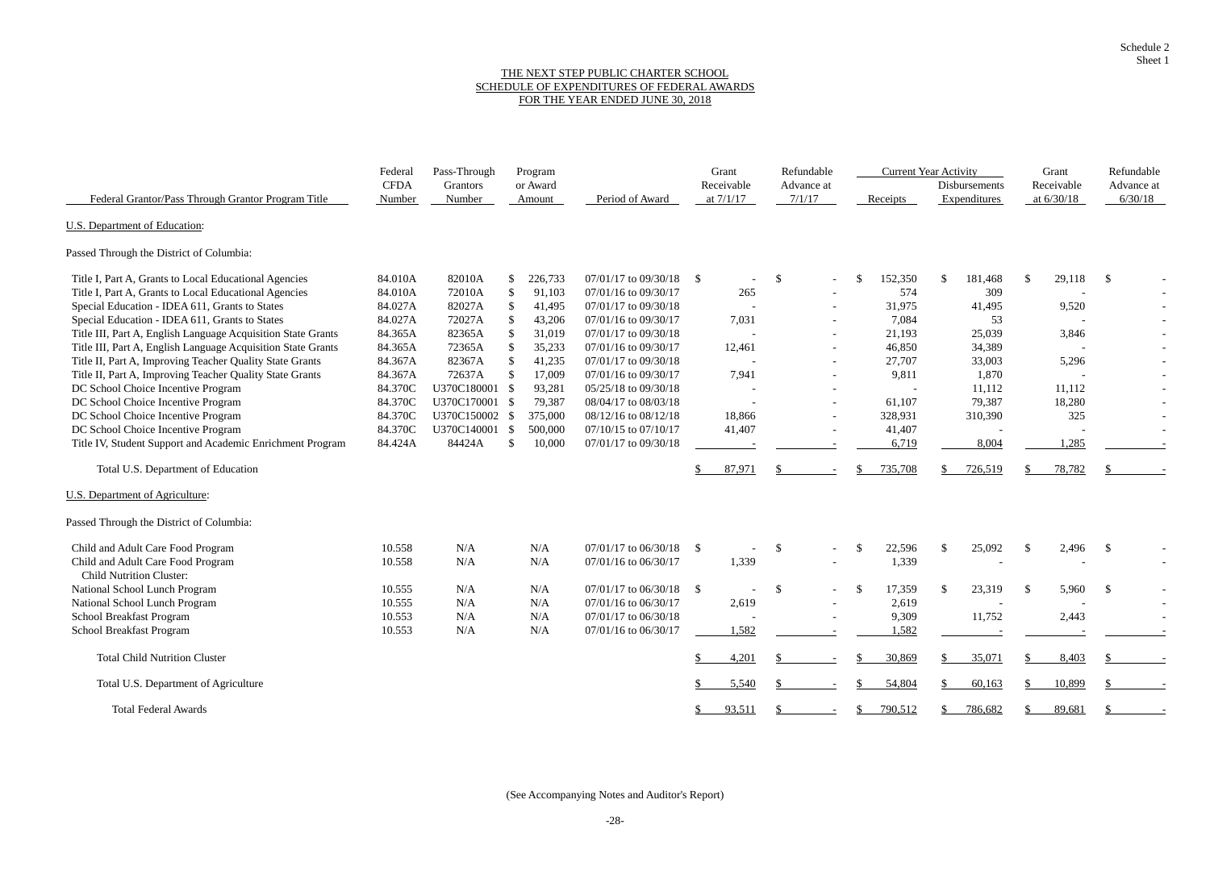Schedule 2
Sheet 1

# THE NEXT STEP PUBLIC CHARTER SCHOOL
## SCHEDULE OF EXPENDITURES OF FEDERAL AWARDS
### FOR THE YEAR ENDED JUNE 30, 2018

| Federal Grantor/Pass Through Grantor Program Title | Federal CFDA Number | Pass-Through Grantors Number | Program or Award Amount | Period of Award | Grant Receivable at 7/1/17 | Refundable Advance at 7/1/17 | Current Year Activity Receipts | Current Year Activity Disbursements Expenditures | Grant Receivable at 6/30/18 | Refundable Advance at 6/30/18 |
|---|---|---|---|---|---|---|---|---|---|---|
| U.S. Department of Education: | | | | | | | | | | |
| Passed Through the District of Columbia: | | | | | | | | | | |
| Title I, Part A, Grants to Local Educational Agencies | 84.010A | 82010A | $ 226,733 | 07/01/17 to 09/30/18 | $ - | $ - | $ 152,350 | $ 181,468 | $ 29,118 | $ - |
| Title I, Part A, Grants to Local Educational Agencies | 84.010A | 72010A | $ 91,103 | 07/01/16 to 09/30/17 | 265 | - | 574 | 309 | - | - |
| Special Education - IDEA 611, Grants to States | 84.027A | 82027A | $ 41,495 | 07/01/17 to 09/30/18 | - | - | 31,975 | 41,495 | 9,520 | - |
| Special Education - IDEA 611, Grants to States | 84.027A | 72027A | $ 43,206 | 07/01/16 to 09/30/17 | 7,031 | - | 7,084 | 53 | - | - |
| Title III, Part A, English Language Acquisition State Grants | 84.365A | 82365A | $ 31,019 | 07/01/17 to 09/30/18 | - | - | 21,193 | 25,039 | 3,846 | - |
| Title III, Part A, English Language Acquisition State Grants | 84.365A | 72365A | $ 35,233 | 07/01/16 to 09/30/17 | 12,461 | - | 46,850 | 34,389 | - | - |
| Title II, Part A, Improving Teacher Quality State Grants | 84.367A | 82367A | $ 41,235 | 07/01/17 to 09/30/18 | - | - | 27,707 | 33,003 | 5,296 | - |
| Title II, Part A, Improving Teacher Quality State Grants | 84.367A | 72637A | $ 17,009 | 07/01/16 to 09/30/17 | 7,941 | - | 9,811 | 1,870 | - | - |
| DC School Choice Incentive Program | 84.370C | U370C180001 | $ 93,281 | 05/25/18 to 09/30/18 | - | - | - | 11,112 | 11,112 | - |
| DC School Choice Incentive Program | 84.370C | U370C170001 | $ 79,387 | 08/04/17 to 08/03/18 | - | - | 61,107 | 79,387 | 18,280 | - |
| DC School Choice Incentive Program | 84.370C | U370C150002 | $ 375,000 | 08/12/16 to 08/12/18 | 18,866 | - | 328,931 | 310,390 | 325 | - |
| DC School Choice Incentive Program | 84.370C | U370C140001 | $ 500,000 | 07/10/15 to 07/10/17 | 41,407 | - | 41,407 | - | - | - |
| Title IV, Student Support and Academic Enrichment Program | 84.424A | 84424A | $ 10,000 | 07/01/17 to 09/30/18 | - | - | 6,719 | 8,004 | 1,285 | - |
| Total U.S. Department of Education | | | | | $ 87,971 | $ - | $ 735,708 | $ 726,519 | $ 78,782 | $ - |
| U.S. Department of Agriculture: | | | | | | | | | | |
| Passed Through the District of Columbia: | | | | | | | | | | |
| Child and Adult Care Food Program | 10.558 | N/A | N/A | 07/01/17 to 06/30/18 | $ - | $ - | $ 22,596 | $ 25,092 | $ 2,496 | $ - |
| Child and Adult Care Food Program | 10.558 | N/A | N/A | 07/01/16 to 06/30/17 | 1,339 | - | 1,339 | - | - | - |
| Child Nutrition Cluster: | | | | | | | | | | |
| National School Lunch Program | 10.555 | N/A | N/A | 07/01/17 to 06/30/18 | $ - | $ - | $ 17,359 | $ 23,319 | $ 5,960 | $ - |
| National School Lunch Program | 10.555 | N/A | N/A | 07/01/16 to 06/30/17 | 2,619 | - | 2,619 | - | - | - |
| School Breakfast Program | 10.553 | N/A | N/A | 07/01/17 to 06/30/18 | - | - | 9,309 | 11,752 | 2,443 | - |
| School Breakfast Program | 10.553 | N/A | N/A | 07/01/16 to 06/30/17 | 1,582 | - | 1,582 | - | - | - |
| Total Child Nutrition Cluster | | | | | $ 4,201 | $ - | $ 30,869 | $ 35,071 | $ 8,403 | $ - |
| Total U.S. Department of Agriculture | | | | | $ 5,540 | $ - | $ 54,804 | $ 60,163 | $ 10,899 | $ - |
| Total Federal Awards | | | | | $ 93,511 | $ - | $ 790,512 | $ 786,682 | $ 89,681 | $ - |

(See Accompanying Notes and Auditor's Report)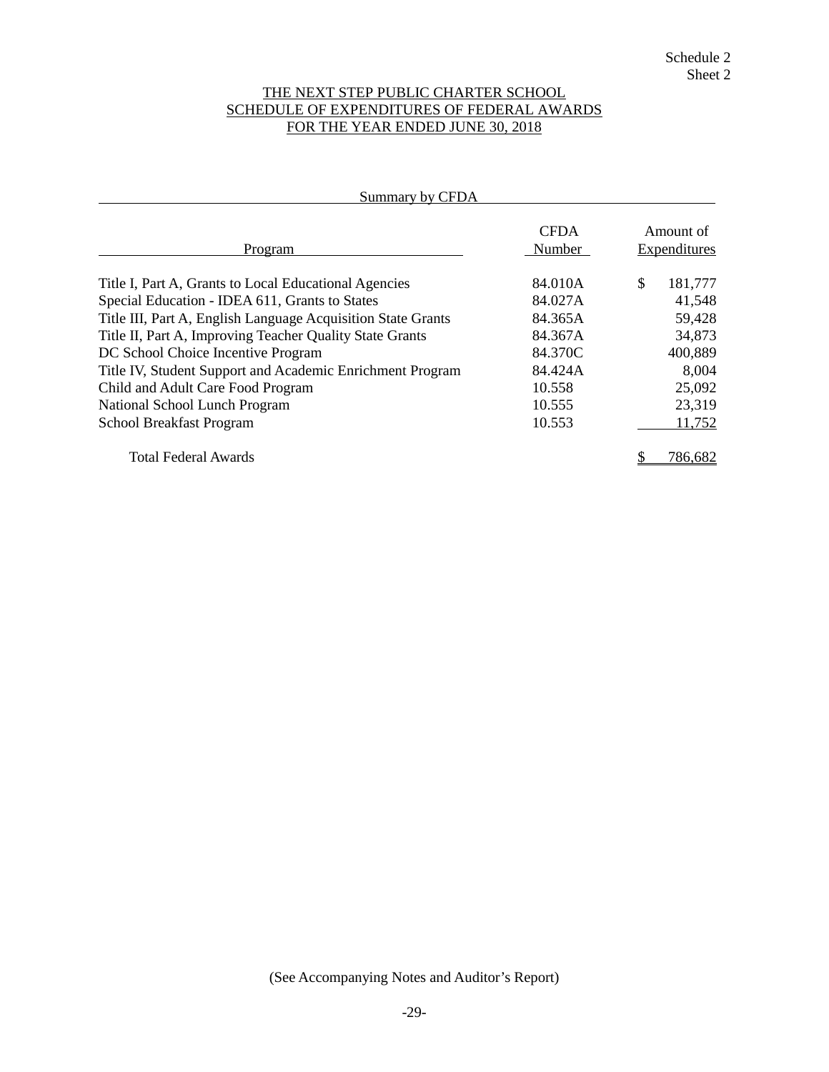Schedule 2
Sheet 2

# THE NEXT STEP PUBLIC CHARTER SCHOOL
## SCHEDULE OF EXPENDITURES OF FEDERAL AWARDS
## FOR THE YEAR ENDED JUNE 30, 2018

Summary by CFDA

| Program | CFDA Number | Amount of Expenditures |
|---|---|---|
| Title I, Part A, Grants to Local Educational Agencies | 84.010A | $ 181,777 |
| Special Education - IDEA 611, Grants to States | 84.027A | 41,548 |
| Title III, Part A, English Language Acquisition State Grants | 84.365A | 59,428 |
| Title II, Part A, Improving Teacher Quality State Grants | 84.367A | 34,873 |
| DC School Choice Incentive Program | 84.370C | 400,889 |
| Title IV, Student Support and Academic Enrichment Program | 84.424A | 8,004 |
| Child and Adult Care Food Program | 10.558 | 25,092 |
| National School Lunch Program | 10.555 | 23,319 |
| School Breakfast Program | 10.553 | 11,752 |
| Total Federal Awards | | $ 786,682 |

(See Accompanying Notes and Auditor's Report)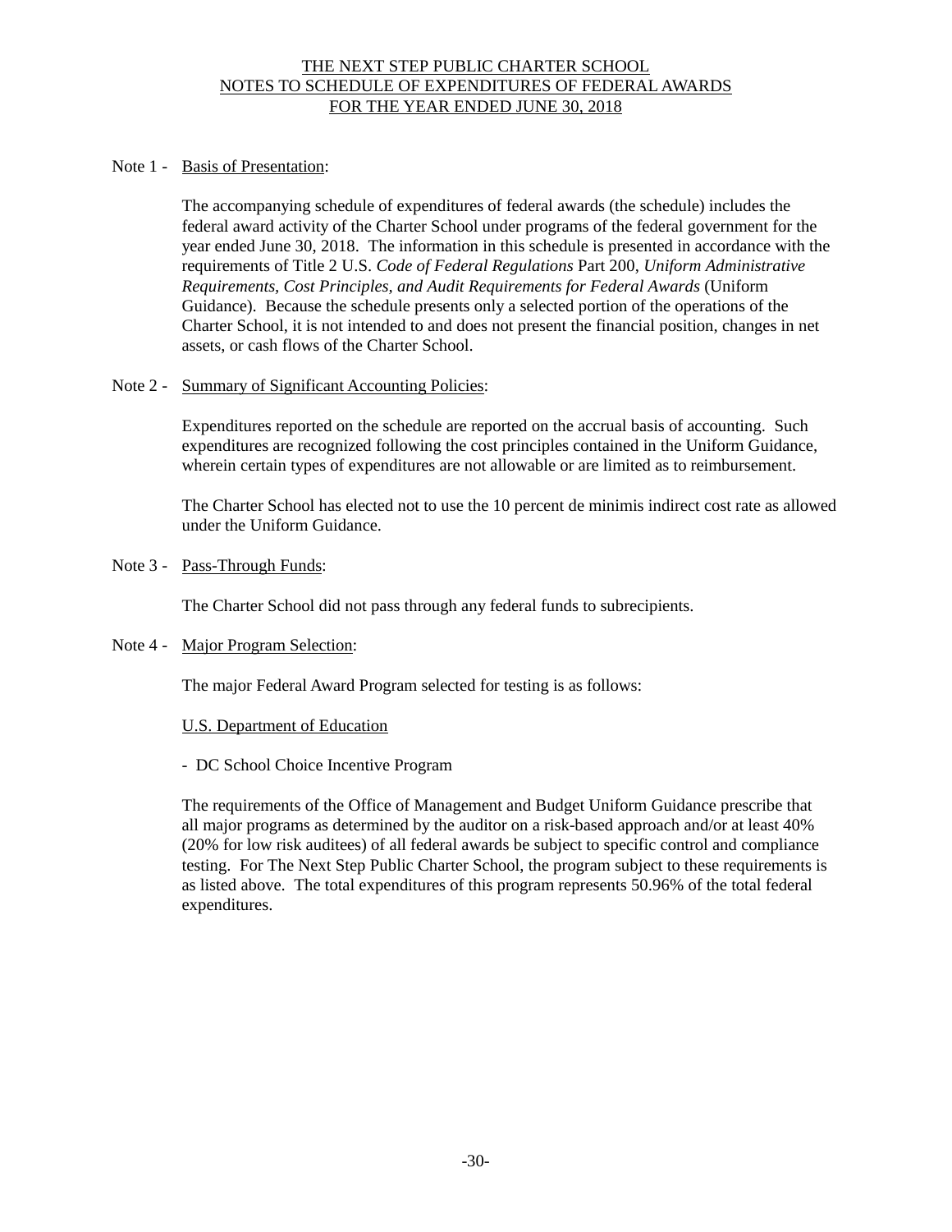# THE NEXT STEP PUBLIC CHARTER SCHOOL
## NOTES TO SCHEDULE OF EXPENDITURES OF FEDERAL AWARDS
## FOR THE YEAR ENDED JUNE 30, 2018

Note 1 - Basis of Presentation:

The accompanying schedule of expenditures of federal awards (the schedule) includes the federal award activity of the Charter School under programs of the federal government for the year ended June 30, 2018. The information in this schedule is presented in accordance with the requirements of Title 2 U.S. *Code of Federal Regulations* Part 200, *Uniform Administrative Requirements, Cost Principles, and Audit Requirements for Federal Awards* (Uniform Guidance). Because the schedule presents only a selected portion of the operations of the Charter School, it is not intended to and does not present the financial position, changes in net assets, or cash flows of the Charter School.

Note 2 - Summary of Significant Accounting Policies:

Expenditures reported on the schedule are reported on the accrual basis of accounting. Such expenditures are recognized following the cost principles contained in the Uniform Guidance, wherein certain types of expenditures are not allowable or are limited as to reimbursement.

The Charter School has elected not to use the 10 percent de minimis indirect cost rate as allowed under the Uniform Guidance.

Note 3 - Pass-Through Funds:

The Charter School did not pass through any federal funds to subrecipients.

Note 4 - Major Program Selection:

The major Federal Award Program selected for testing is as follows:

U.S. Department of Education

- DC School Choice Incentive Program

The requirements of the Office of Management and Budget Uniform Guidance prescribe that all major programs as determined by the auditor on a risk-based approach and/or at least 40% (20% for low risk auditees) of all federal awards be subject to specific control and compliance testing. For The Next Step Public Charter School, the program subject to these requirements is as listed above. The total expenditures of this program represents 50.96% of the total federal expenditures.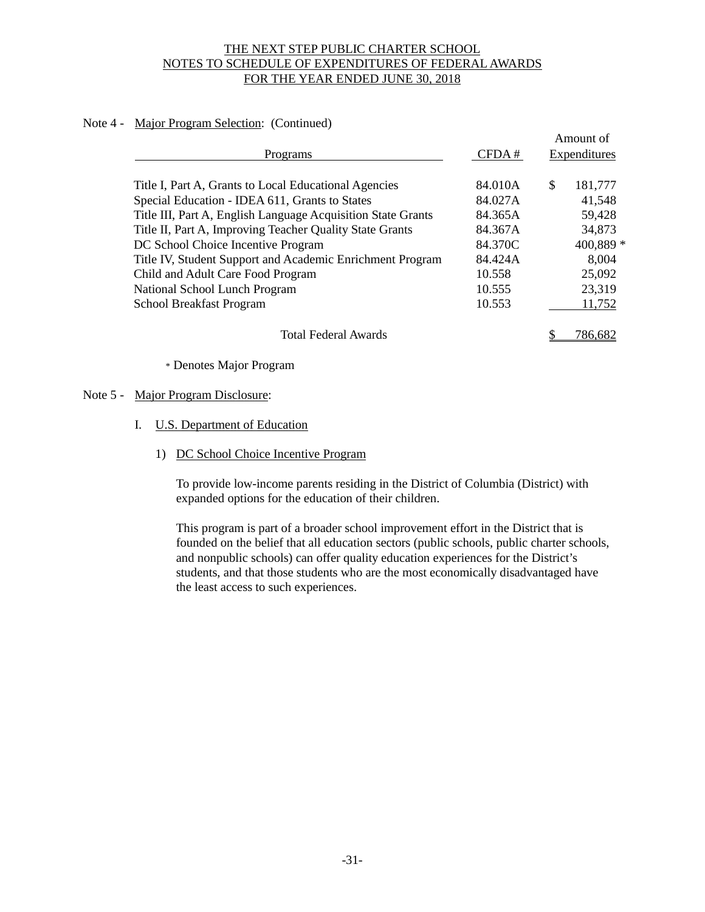THE NEXT STEP PUBLIC CHARTER SCHOOL
NOTES TO SCHEDULE OF EXPENDITURES OF FEDERAL AWARDS
FOR THE YEAR ENDED JUNE 30, 2018

Note 4 - Major Program Selection: (Continued)

| Programs | CFDA # | Amount of Expenditures |
|---|---|---|
| Title I, Part A, Grants to Local Educational Agencies | 84.010A | $ 181,777 |
| Special Education - IDEA 611, Grants to States | 84.027A | 41,548 |
| Title III, Part A, English Language Acquisition State Grants | 84.365A | 59,428 |
| Title II, Part A, Improving Teacher Quality State Grants | 84.367A | 34,873 |
| DC School Choice Incentive Program | 84.370C | 400,889 * |
| Title IV, Student Support and Academic Enrichment Program | 84.424A | 8,004 |
| Child and Adult Care Food Program | 10.558 | 25,092 |
| National School Lunch Program | 10.555 | 23,319 |
| School Breakfast Program | 10.553 | 11,752 |
| Total Federal Awards | | $ 786,682 |

\* Denotes Major Program

Note 5 - Major Program Disclosure:

I. U.S. Department of Education

1) DC School Choice Incentive Program

To provide low-income parents residing in the District of Columbia (District) with expanded options for the education of their children.

This program is part of a broader school improvement effort in the District that is founded on the belief that all education sectors (public schools, public charter schools, and nonpublic schools) can offer quality education experiences for the District's students, and that those students who are the most economically disadvantaged have the least access to such experiences.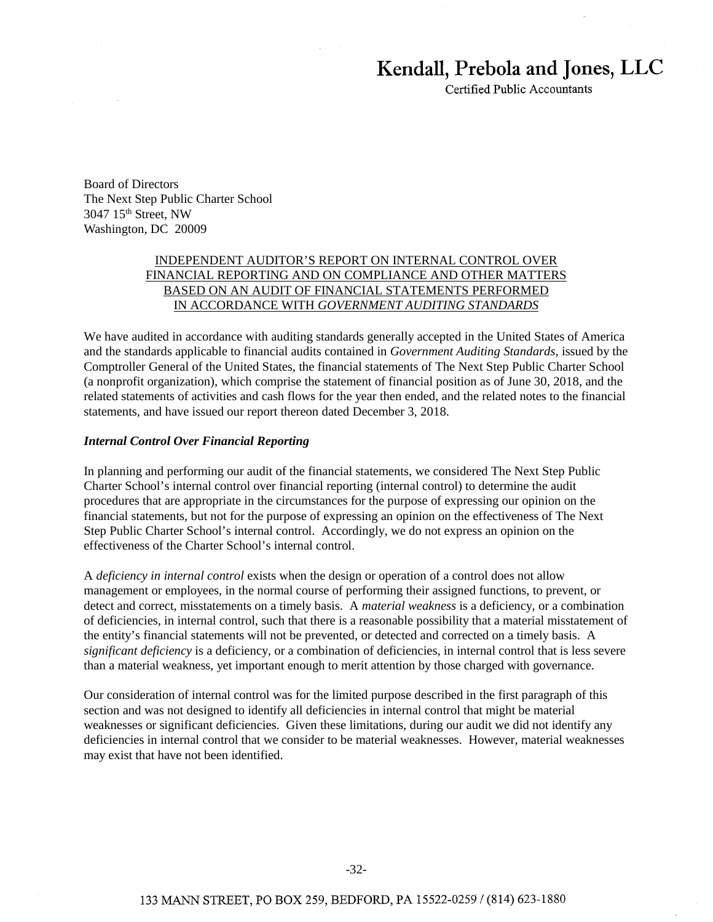Kendall, Prebola and Jones, LLC
Certified Public Accountants

Board of Directors
The Next Step Public Charter School
3047 15th Street, NW
Washington, DC 20009

## INDEPENDENT AUDITOR'S REPORT ON INTERNAL CONTROL OVER FINANCIAL REPORTING AND ON COMPLIANCE AND OTHER MATTERS BASED ON AN AUDIT OF FINANCIAL STATEMENTS PERFORMED IN ACCORDANCE WITH *GOVERNMENT AUDITING STANDARDS*

We have audited in accordance with auditing standards generally accepted in the United States of America and the standards applicable to financial audits contained in *Government Auditing Standards*, issued by the Comptroller General of the United States, the financial statements of The Next Step Public Charter School (a nonprofit organization), which comprise the statement of financial position as of June 30, 2018, and the related statements of activities and cash flows for the year then ended, and the related notes to the financial statements, and have issued our report thereon dated December 3, 2018.

***Internal Control Over Financial Reporting***

In planning and performing our audit of the financial statements, we considered The Next Step Public Charter School's internal control over financial reporting (internal control) to determine the audit procedures that are appropriate in the circumstances for the purpose of expressing our opinion on the financial statements, but not for the purpose of expressing an opinion on the effectiveness of The Next Step Public Charter School's internal control. Accordingly, we do not express an opinion on the effectiveness of the Charter School's internal control.

A *deficiency in internal control* exists when the design or operation of a control does not allow management or employees, in the normal course of performing their assigned functions, to prevent, or detect and correct, misstatements on a timely basis. A *material weakness* is a deficiency, or a combination of deficiencies, in internal control, such that there is a reasonable possibility that a material misstatement of the entity's financial statements will not be prevented, or detected and corrected on a timely basis. A *significant deficiency* is a deficiency, or a combination of deficiencies, in internal control that is less severe than a material weakness, yet important enough to merit attention by those charged with governance.

Our consideration of internal control was for the limited purpose described in the first paragraph of this section and was not designed to identify all deficiencies in internal control that might be material weaknesses or significant deficiencies. Given these limitations, during our audit we did not identify any deficiencies in internal control that we consider to be material weaknesses. However, material weaknesses may exist that have not been identified.

133 MANN STREET, PO BOX 259, BEDFORD, PA 15522-0259 / (814) 623-1880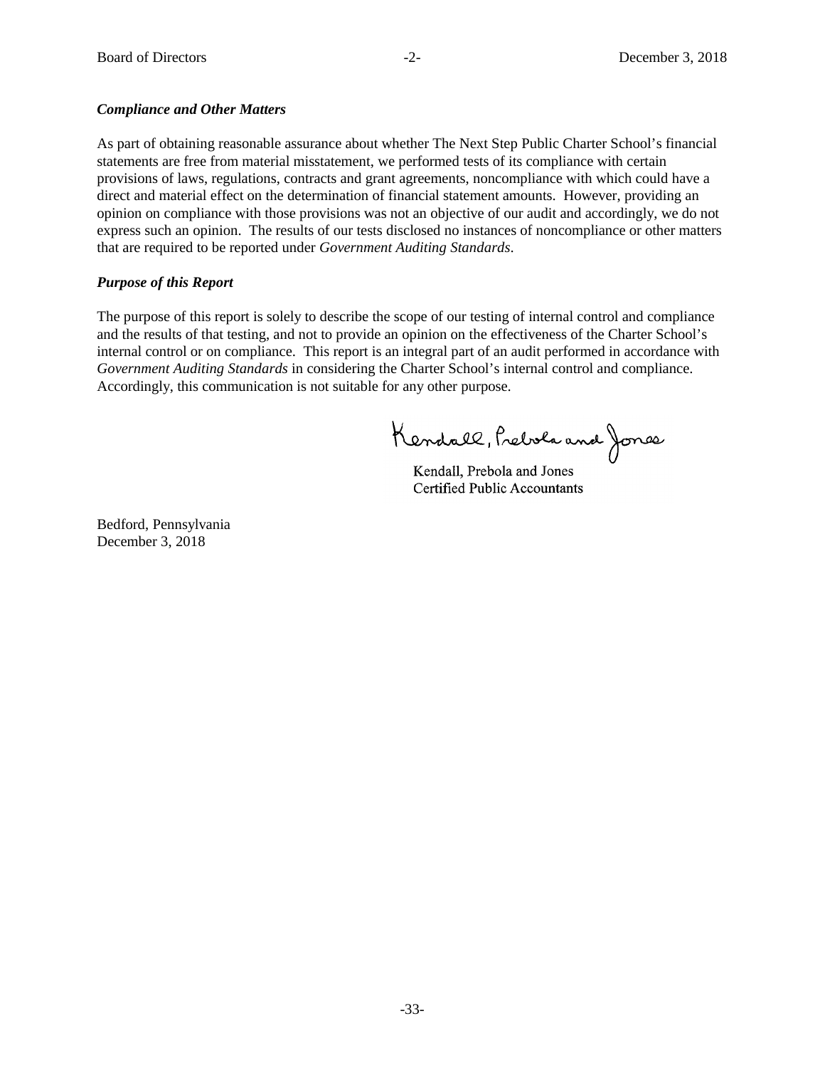***Compliance and Other Matters***

As part of obtaining reasonable assurance about whether The Next Step Public Charter School's financial statements are free from material misstatement, we performed tests of its compliance with certain provisions of laws, regulations, contracts and grant agreements, noncompliance with which could have a direct and material effect on the determination of financial statement amounts. However, providing an opinion on compliance with those provisions was not an objective of our audit and accordingly, we do not express such an opinion. The results of our tests disclosed no instances of noncompliance or other matters that are required to be reported under *Government Auditing Standards*.

***Purpose of this Report***

The purpose of this report is solely to describe the scope of our testing of internal control and compliance and the results of that testing, and not to provide an opinion on the effectiveness of the Charter School's internal control or on compliance. This report is an integral part of an audit performed in accordance with *Government Auditing Standards* in considering the Charter School's internal control and compliance. Accordingly, this communication is not suitable for any other purpose.

Kendall, Prebola and Jones

Kendall, Prebola and Jones
Certified Public Accountants

Bedford, Pennsylvania
December 3, 2018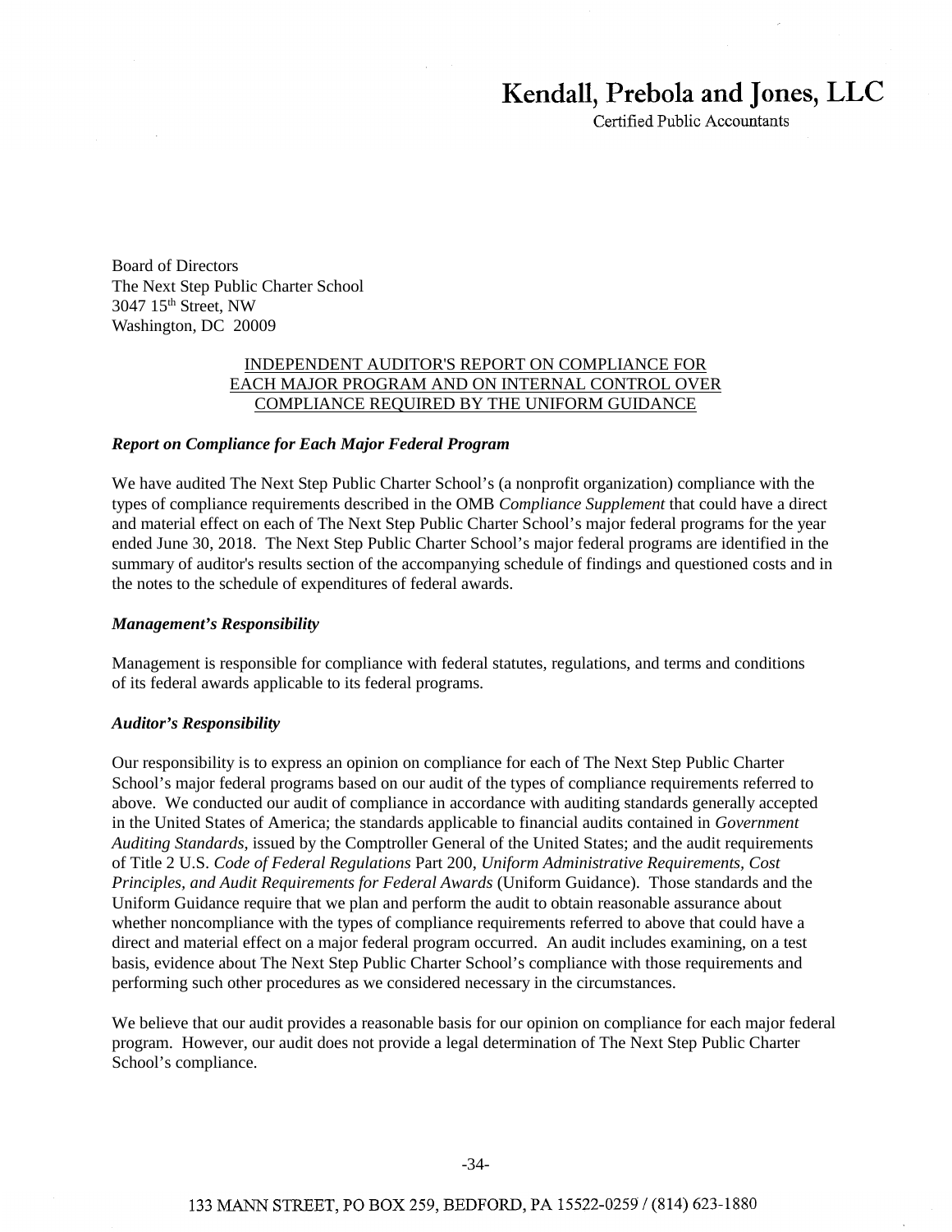# Kendall, Prebola and Jones, LLC

Certified Public Accountants

Board of Directors
The Next Step Public Charter School
3047 15th Street, NW
Washington, DC 20009

## INDEPENDENT AUDITOR'S REPORT ON COMPLIANCE FOR EACH MAJOR PROGRAM AND ON INTERNAL CONTROL OVER COMPLIANCE REQUIRED BY THE UNIFORM GUIDANCE

***Report on Compliance for Each Major Federal Program***

We have audited The Next Step Public Charter School's (a nonprofit organization) compliance with the types of compliance requirements described in the OMB *Compliance Supplement* that could have a direct and material effect on each of The Next Step Public Charter School's major federal programs for the year ended June 30, 2018. The Next Step Public Charter School's major federal programs are identified in the summary of auditor's results section of the accompanying schedule of findings and questioned costs and in the notes to the schedule of expenditures of federal awards.

***Management's Responsibility***

Management is responsible for compliance with federal statutes, regulations, and terms and conditions of its federal awards applicable to its federal programs.

***Auditor's Responsibility***

Our responsibility is to express an opinion on compliance for each of The Next Step Public Charter School's major federal programs based on our audit of the types of compliance requirements referred to above. We conducted our audit of compliance in accordance with auditing standards generally accepted in the United States of America; the standards applicable to financial audits contained in *Government Auditing Standards*, issued by the Comptroller General of the United States; and the audit requirements of Title 2 U.S. *Code of Federal Regulations* Part 200, *Uniform Administrative Requirements, Cost Principles, and Audit Requirements for Federal Awards* (Uniform Guidance). Those standards and the Uniform Guidance require that we plan and perform the audit to obtain reasonable assurance about whether noncompliance with the types of compliance requirements referred to above that could have a direct and material effect on a major federal program occurred. An audit includes examining, on a test basis, evidence about The Next Step Public Charter School's compliance with those requirements and performing such other procedures as we considered necessary in the circumstances.

We believe that our audit provides a reasonable basis for our opinion on compliance for each major federal program. However, our audit does not provide a legal determination of The Next Step Public Charter School's compliance.

133 MANN STREET, PO BOX 259, BEDFORD, PA 15522-0259 / (814) 623-1880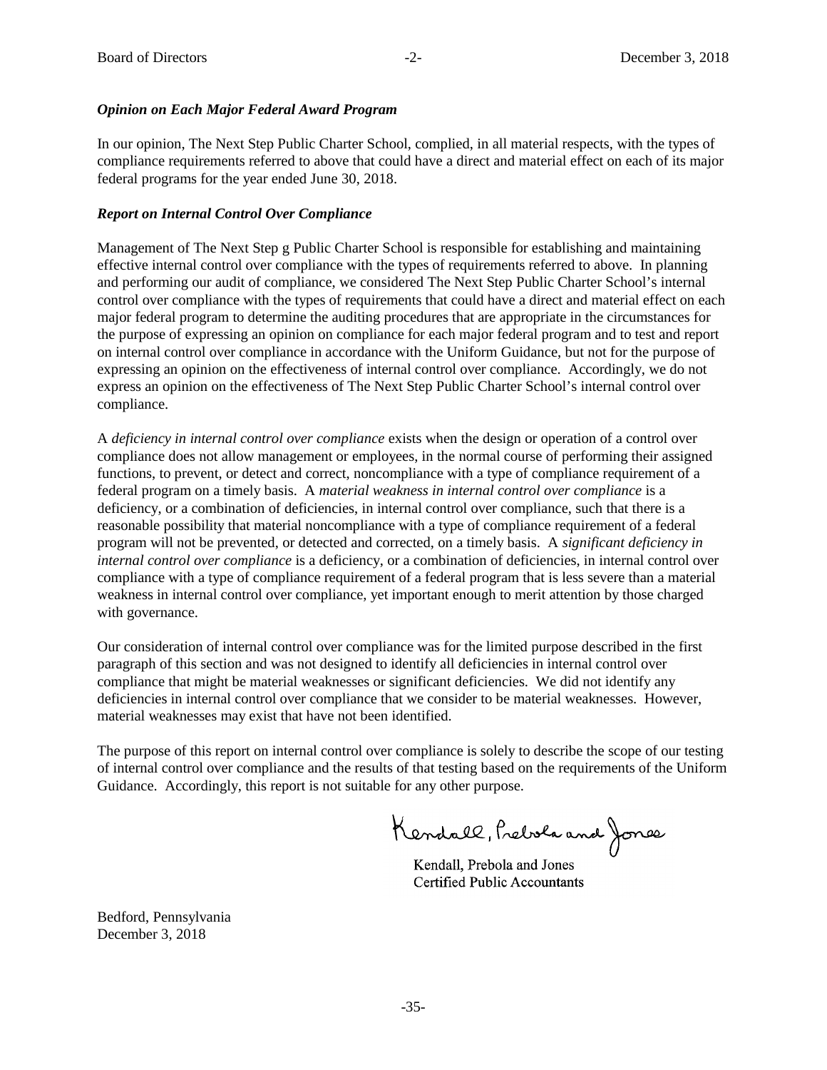### *Opinion on Each Major Federal Award Program*

In our opinion, The Next Step Public Charter School, complied, in all material respects, with the types of compliance requirements referred to above that could have a direct and material effect on each of its major federal programs for the year ended June 30, 2018.

### *Report on Internal Control Over Compliance*

Management of The Next Step g Public Charter School is responsible for establishing and maintaining effective internal control over compliance with the types of requirements referred to above. In planning and performing our audit of compliance, we considered The Next Step Public Charter School's internal control over compliance with the types of requirements that could have a direct and material effect on each major federal program to determine the auditing procedures that are appropriate in the circumstances for the purpose of expressing an opinion on compliance for each major federal program and to test and report on internal control over compliance in accordance with the Uniform Guidance, but not for the purpose of expressing an opinion on the effectiveness of internal control over compliance. Accordingly, we do not express an opinion on the effectiveness of The Next Step Public Charter School's internal control over compliance.

A *deficiency in internal control over compliance* exists when the design or operation of a control over compliance does not allow management or employees, in the normal course of performing their assigned functions, to prevent, or detect and correct, noncompliance with a type of compliance requirement of a federal program on a timely basis. A *material weakness in internal control over compliance* is a deficiency, or a combination of deficiencies, in internal control over compliance, such that there is a reasonable possibility that material noncompliance with a type of compliance requirement of a federal program will not be prevented, or detected and corrected, on a timely basis. A *significant deficiency in internal control over compliance* is a deficiency, or a combination of deficiencies, in internal control over compliance with a type of compliance requirement of a federal program that is less severe than a material weakness in internal control over compliance, yet important enough to merit attention by those charged with governance.

Our consideration of internal control over compliance was for the limited purpose described in the first paragraph of this section and was not designed to identify all deficiencies in internal control over compliance that might be material weaknesses or significant deficiencies. We did not identify any deficiencies in internal control over compliance that we consider to be material weaknesses. However, material weaknesses may exist that have not been identified.

The purpose of this report on internal control over compliance is solely to describe the scope of our testing of internal control over compliance and the results of that testing based on the requirements of the Uniform Guidance. Accordingly, this report is not suitable for any other purpose.

Kendall, Prebola and Jones

Kendall, Prebola and Jones
Certified Public Accountants

Bedford, Pennsylvania
December 3, 2018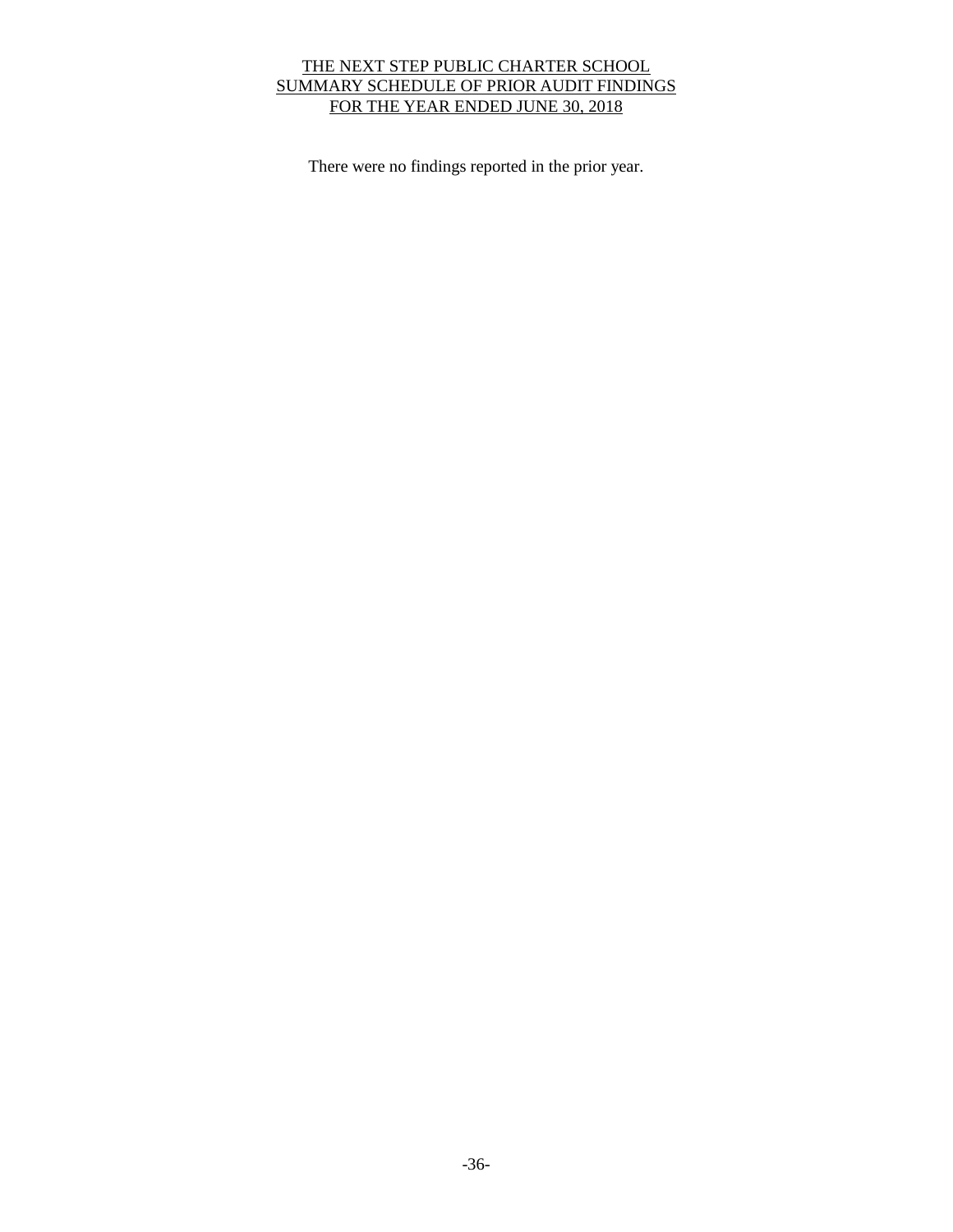# THE NEXT STEP PUBLIC CHARTER SCHOOL
## SUMMARY SCHEDULE OF PRIOR AUDIT FINDINGS
## FOR THE YEAR ENDED JUNE 30, 2018

There were no findings reported in the prior year.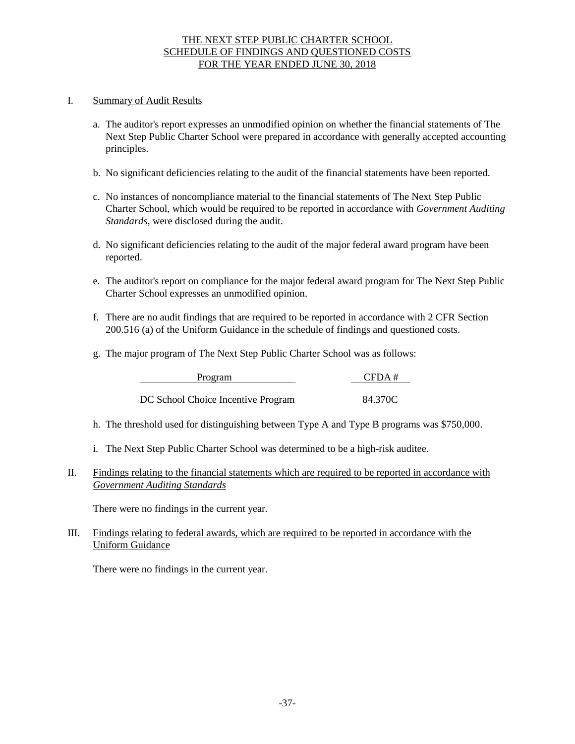# THE NEXT STEP PUBLIC CHARTER SCHOOL
# SCHEDULE OF FINDINGS AND QUESTIONED COSTS
# FOR THE YEAR ENDED JUNE 30, 2018

## I. Summary of Audit Results

a. The auditor's report expresses an unmodified opinion on whether the financial statements of The Next Step Public Charter School were prepared in accordance with generally accepted accounting principles.

b. No significant deficiencies relating to the audit of the financial statements have been reported.

c. No instances of noncompliance material to the financial statements of The Next Step Public Charter School, which would be required to be reported in accordance with *Government Auditing Standards*, were disclosed during the audit.

d. No significant deficiencies relating to the audit of the major federal award program have been reported.

e. The auditor's report on compliance for the major federal award program for The Next Step Public Charter School expresses an unmodified opinion.

f. There are no audit findings that are required to be reported in accordance with 2 CFR Section 200.516 (a) of the Uniform Guidance in the schedule of findings and questioned costs.

g. The major program of The Next Step Public Charter School was as follows:

| Program | CFDA # |
|---|---|
| DC School Choice Incentive Program | 84.370C |

h. The threshold used for distinguishing between Type A and Type B programs was $750,000.

i. The Next Step Public Charter School was determined to be a high-risk auditee.

## II. Findings relating to the financial statements which are required to be reported in accordance with *Government Auditing Standards*

There were no findings in the current year.

## III. Findings relating to federal awards, which are required to be reported in accordance with the Uniform Guidance

There were no findings in the current year.